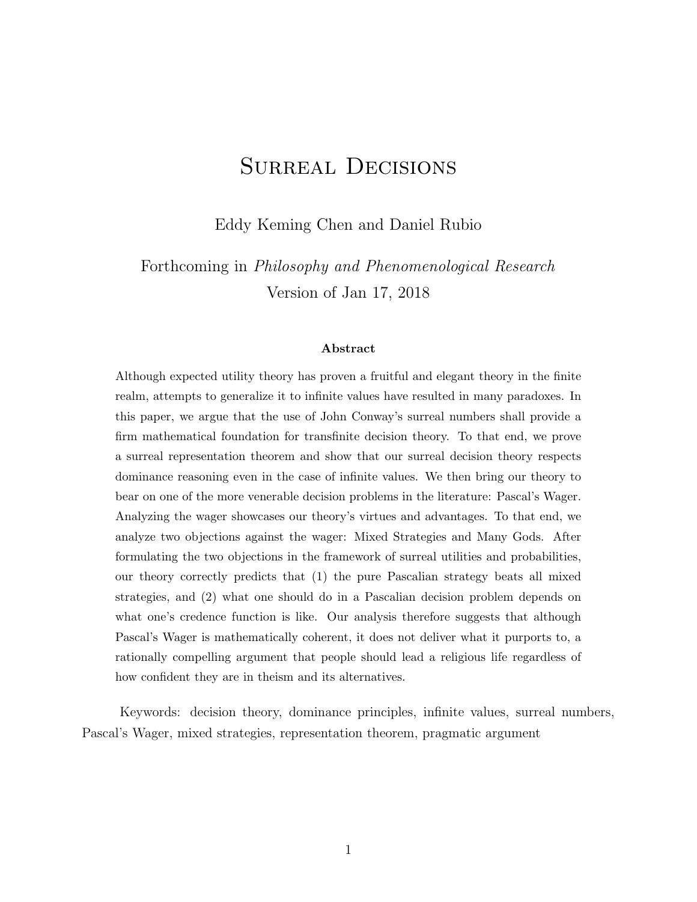# Surreal Decisions

Eddy Keming Chen and Daniel Rubio

Forthcoming in *Philosophy and Phenomenological Research*

Version of Jan 17, 2018

### Abstract

Although expected utility theory has proven a fruitful and elegant theory in the finite realm, attempts to generalize it to infinite values have resulted in many paradoxes. In this paper, we argue that the use of John Conway's surreal numbers shall provide a firm mathematical foundation for transfinite decision theory. To that end, we prove a surreal representation theorem and show that our surreal decision theory respects dominance reasoning even in the case of infinite values. We then bring our theory to bear on one of the more venerable decision problems in the literature: Pascal's Wager. Analyzing the wager showcases our theory's virtues and advantages. To that end, we analyze two objections against the wager: Mixed Strategies and Many Gods. After formulating the two objections in the framework of surreal utilities and probabilities, our theory correctly predicts that (1) the pure Pascalian strategy beats all mixed strategies, and (2) what one should do in a Pascalian decision problem depends on what one's credence function is like. Our analysis therefore suggests that although Pascal's Wager is mathematically coherent, it does not deliver what it purports to, a rationally compelling argument that people should lead a religious life regardless of how confident they are in theism and its alternatives.

Keywords: decision theory, dominance principles, infinite values, surreal numbers, Pascal's Wager, mixed strategies, representation theorem, pragmatic argument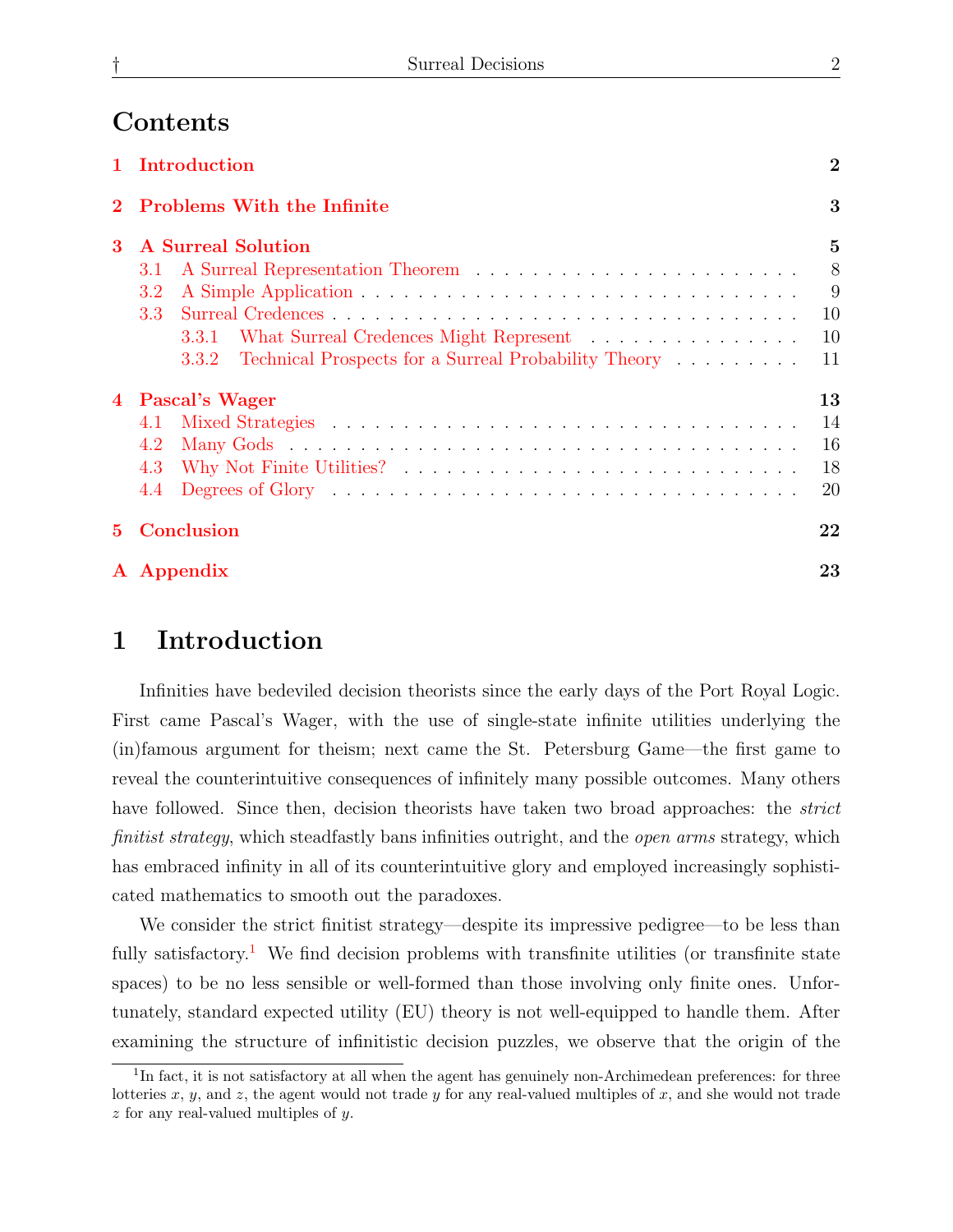## Contents

1 Introduction 2

2 Problems With the Infinite 3

3 A Surreal Solution 5
- 3.1 A Surreal Representation Theorem 8
- 3.2 A Simple Application 9
- 3.3 Surreal Credences 10
  - 3.3.1 What Surreal Credences Might Represent 10
  - 3.3.2 Technical Prospects for a Surreal Probability Theory 11

4 Pascal's Wager 13
- 4.1 Mixed Strategies 14
- 4.2 Many Gods 16
- 4.3 Why Not Finite Utilities? 18
- 4.4 Degrees of Glory 20

5 Conclusion 22

A Appendix 23

# 1 Introduction

Infinities have bedeviled decision theorists since the early days of the Port Royal Logic. First came Pascal's Wager, with the use of single-state infinite utilities underlying the (in)famous argument for theism; next came the St. Petersburg Game—the first game to reveal the counterintuitive consequences of infinitely many possible outcomes. Many others have followed. Since then, decision theorists have taken two broad approaches: the *strict finitist strategy*, which steadfastly bans infinities outright, and the *open arms* strategy, which has embraced infinity in all of its counterintuitive glory and employed increasingly sophisticated mathematics to smooth out the paradoxes.

We consider the strict finitist strategy—despite its impressive pedigree—to be less than fully satisfactory.[1] We find decision problems with transfinite utilities (or transfinite state spaces) to be no less sensible or well-formed than those involving only finite ones. Unfortunately, standard expected utility (EU) theory is not well-equipped to handle them. After examining the structure of infinitistic decision puzzles, we observe that the origin of the

[1] In fact, it is not satisfactory at all when the agent has genuinely non-Archimedean preferences: for three lotteries $x$, $y$, and $z$, the agent would not trade $y$ for any real-valued multiples of $x$, and she would not trade $z$ for any real-valued multiples of $y$.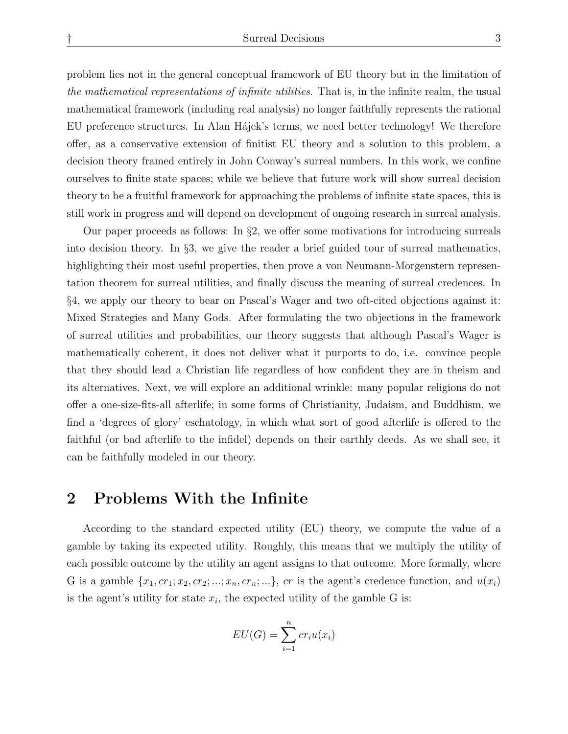problem lies not in the general conceptual framework of EU theory but in the limitation of *the mathematical representations of infinite utilities*. That is, in the infinite realm, the usual mathematical framework (including real analysis) no longer faithfully represents the rational EU preference structures. In Alan Hájek's terms, we need better technology! We therefore offer, as a conservative extension of finitist EU theory and a solution to this problem, a decision theory framed entirely in John Conway's surreal numbers. In this work, we confine ourselves to finite state spaces; while we believe that future work will show surreal decision theory to be a fruitful framework for approaching the problems of infinite state spaces, this is still work in progress and will depend on development of ongoing research in surreal analysis.

Our paper proceeds as follows: In §2, we offer some motivations for introducing surreals into decision theory. In §3, we give the reader a brief guided tour of surreal mathematics, highlighting their most useful properties, then prove a von Neumann-Morgenstern representation theorem for surreal utilities, and finally discuss the meaning of surreal credences. In §4, we apply our theory to bear on Pascal's Wager and two oft-cited objections against it: Mixed Strategies and Many Gods. After formulating the two objections in the framework of surreal utilities and probabilities, our theory suggests that although Pascal's Wager is mathematically coherent, it does not deliver what it purports to do, i.e. convince people that they should lead a Christian life regardless of how confident they are in theism and its alternatives. Next, we will explore an additional wrinkle: many popular religions do not offer a one-size-fits-all afterlife; in some forms of Christianity, Judaism, and Buddhism, we find a 'degrees of glory' eschatology, in which what sort of good afterlife is offered to the faithful (or bad afterlife to the infidel) depends on their earthly deeds. As we shall see, it can be faithfully modeled in our theory.

## 2 Problems With the Infinite

According to the standard expected utility (EU) theory, we compute the value of a gamble by taking its expected utility. Roughly, this means that we multiply the utility of each possible outcome by the utility an agent assigns to that outcome. More formally, where G is a gamble $\{x_1, cr_1; x_2, cr_2; ...; x_n, cr_n; ...\}$, $cr$ is the agent's credence function, and $u(x_i)$ is the agent's utility for state $x_i$, the expected utility of the gamble G is:

$$EU(G) = \sum_{i=1}^{n} cr_i u(x_i)$$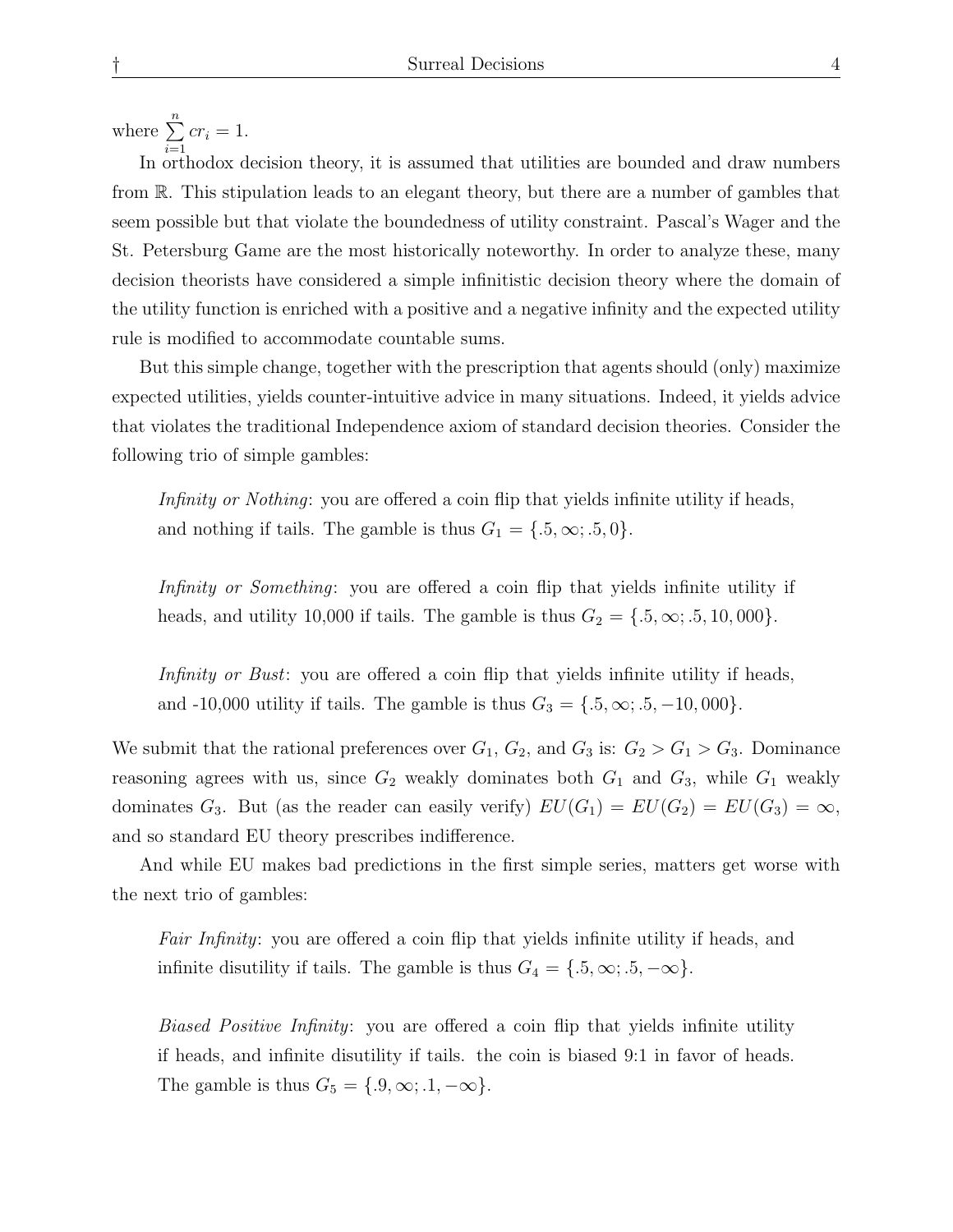where $\sum_{i=1}^{n} cr_i = 1$.

In orthodox decision theory, it is assumed that utilities are bounded and draw numbers from $\mathbb{R}$. This stipulation leads to an elegant theory, but there are a number of gambles that seem possible but that violate the boundedness of utility constraint. Pascal's Wager and the St. Petersburg Game are the most historically noteworthy. In order to analyze these, many decision theorists have considered a simple infinitistic decision theory where the domain of the utility function is enriched with a positive and a negative infinity and the expected utility rule is modified to accommodate countable sums.

But this simple change, together with the prescription that agents should (only) maximize expected utilities, yields counter-intuitive advice in many situations. Indeed, it yields advice that violates the traditional Independence axiom of standard decision theories. Consider the following trio of simple gambles:

> *Infinity or Nothing*: you are offered a coin flip that yields infinite utility if heads, and nothing if tails. The gamble is thus $G_1 = \{.5, \infty; .5, 0\}$.
>
> *Infinity or Something*: you are offered a coin flip that yields infinite utility if heads, and utility 10,000 if tails. The gamble is thus $G_2 = \{.5, \infty; .5, 10,000\}$.
>
> *Infinity or Bust*: you are offered a coin flip that yields infinite utility if heads, and -10,000 utility if tails. The gamble is thus $G_3 = \{.5, \infty; .5, -10,000\}$.

We submit that the rational preferences over $G_1$, $G_2$, and $G_3$ is: $G_2 > G_1 > G_3$. Dominance reasoning agrees with us, since $G_2$ weakly dominates both $G_1$ and $G_3$, while $G_1$ weakly dominates $G_3$. But (as the reader can easily verify) $EU(G_1) = EU(G_2) = EU(G_3) = \infty$, and so standard EU theory prescribes indifference.

And while EU makes bad predictions in the first simple series, matters get worse with the next trio of gambles:

> *Fair Infinity*: you are offered a coin flip that yields infinite utility if heads, and infinite disutility if tails. The gamble is thus $G_4 = \{.5, \infty; .5, -\infty\}$.
>
> *Biased Positive Infinity*: you are offered a coin flip that yields infinite utility if heads, and infinite disutility if tails. the coin is biased 9:1 in favor of heads. The gamble is thus $G_5 = \{.9, \infty; .1, -\infty\}$.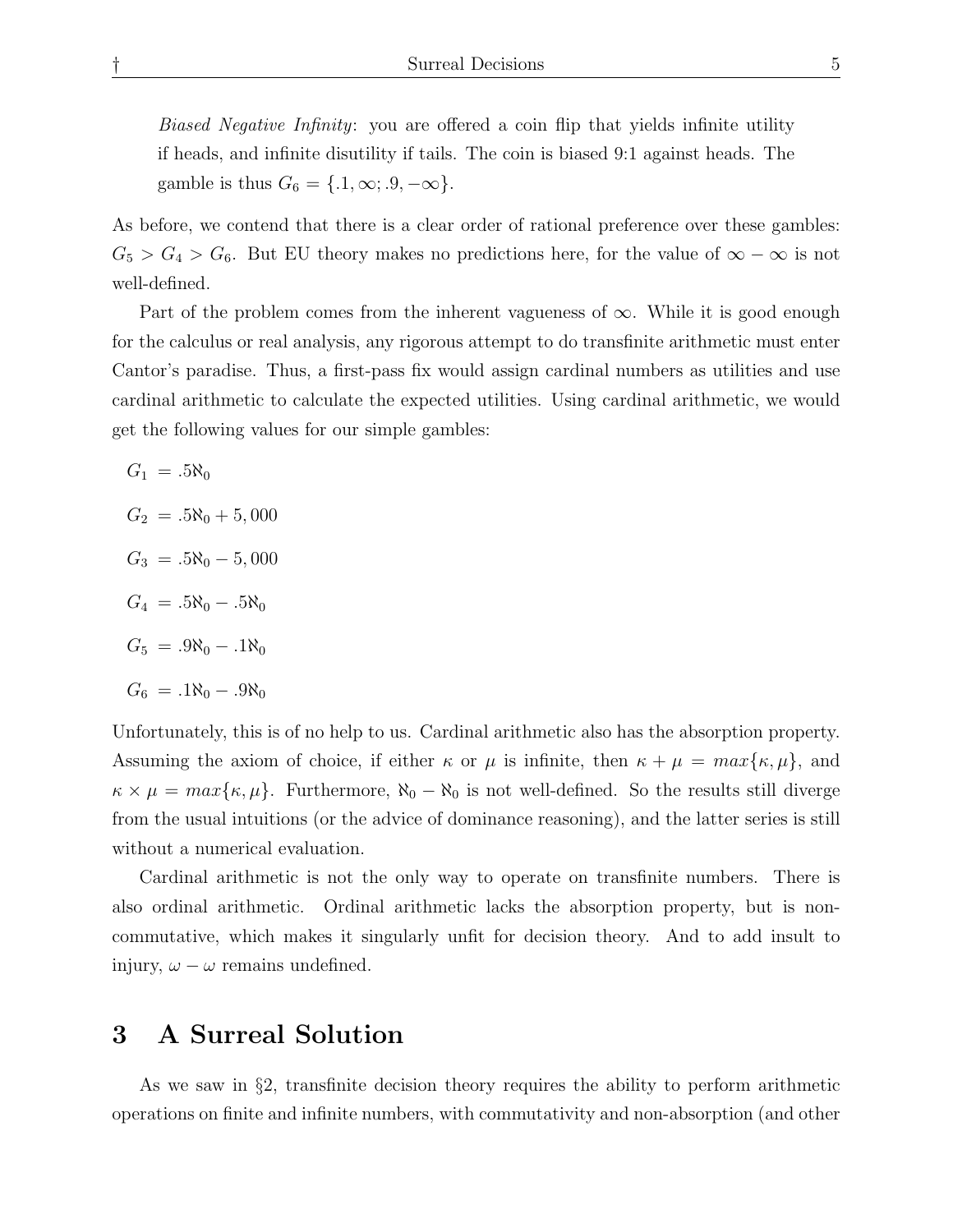*Biased Negative Infinity*: you are offered a coin flip that yields infinite utility if heads, and infinite disutility if tails. The coin is biased 9:1 against heads. The gamble is thus $G_6 = \{.1, \infty; .9, -\infty\}$.

As before, we contend that there is a clear order of rational preference over these gambles: $G_5 > G_4 > G_6$. But EU theory makes no predictions here, for the value of $\infty - \infty$ is not well-defined.

Part of the problem comes from the inherent vagueness of $\infty$. While it is good enough for the calculus or real analysis, any rigorous attempt to do transfinite arithmetic must enter Cantor's paradise. Thus, a first-pass fix would assign cardinal numbers as utilities and use cardinal arithmetic to calculate the expected utilities. Using cardinal arithmetic, we would get the following values for our simple gambles:

$$G_1 = .5\aleph_0$$

$$G_2 = .5\aleph_0 + 5,000$$

$$G_3 = .5\aleph_0 - 5,000$$

$$G_4 = .5\aleph_0 - .5\aleph_0$$

$$G_5 = .9\aleph_0 - .1\aleph_0$$

$$G_6 = .1\aleph_0 - .9\aleph_0$$

Unfortunately, this is of no help to us. Cardinal arithmetic also has the absorption property. Assuming the axiom of choice, if either $\kappa$ or $\mu$ is infinite, then $\kappa + \mu = max\{\kappa, \mu\}$, and $\kappa \times \mu = max\{\kappa, \mu\}$. Furthermore, $\aleph_0 - \aleph_0$ is not well-defined. So the results still diverge from the usual intuitions (or the advice of dominance reasoning), and the latter series is still without a numerical evaluation.

Cardinal arithmetic is not the only way to operate on transfinite numbers. There is also ordinal arithmetic. Ordinal arithmetic lacks the absorption property, but is non-commutative, which makes it singularly unfit for decision theory. And to add insult to injury, $\omega - \omega$ remains undefined.

## 3 A Surreal Solution

As we saw in §2, transfinite decision theory requires the ability to perform arithmetic operations on finite and infinite numbers, with commutativity and non-absorption (and other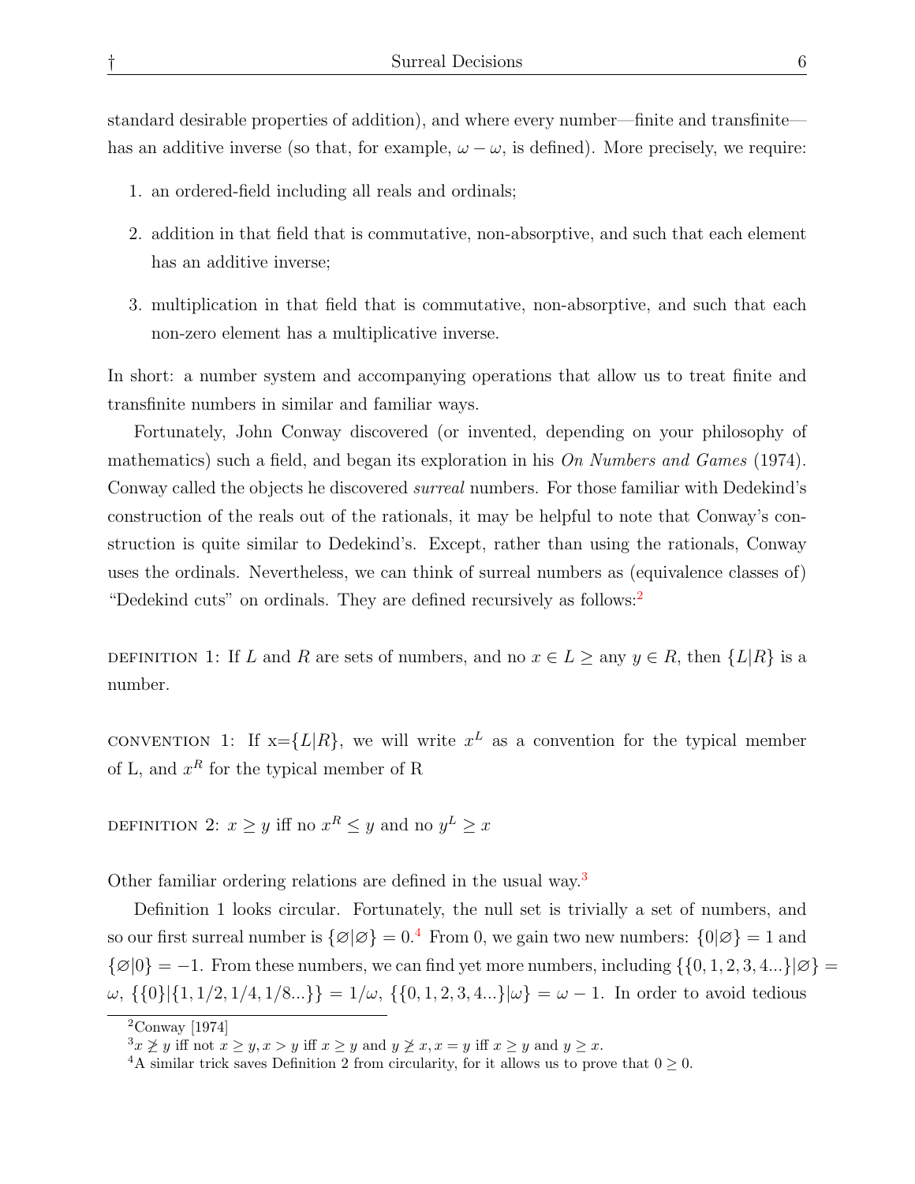standard desirable properties of addition), and where every number—finite and transfinite—has an additive inverse (so that, for example, $\omega - \omega$, is defined). More precisely, we require:

1. an ordered-field including all reals and ordinals;
2. addition in that field that is commutative, non-absorptive, and such that each element has an additive inverse;
3. multiplication in that field that is commutative, non-absorptive, and such that each non-zero element has a multiplicative inverse.

In short: a number system and accompanying operations that allow us to treat finite and transfinite numbers in similar and familiar ways.

Fortunately, John Conway discovered (or invented, depending on your philosophy of mathematics) such a field, and began its exploration in his *On Numbers and Games* (1974). Conway called the objects he discovered *surreal* numbers. For those familiar with Dedekind's construction of the reals out of the rationals, it may be helpful to note that Conway's construction is quite similar to Dedekind's. Except, rather than using the rationals, Conway uses the ordinals. Nevertheless, we can think of surreal numbers as (equivalence classes of) "Dedekind cuts" on ordinals. They are defined recursively as follows:[2]

DEFINITION 1: If $L$ and $R$ are sets of numbers, and no $x \in L \geq$ any $y \in R$, then $\{L|R\}$ is a number.

CONVENTION 1: If x=$\{L|R\}$, we will write $x^L$ as a convention for the typical member of L, and $x^R$ for the typical member of R

DEFINITION 2: $x \geq y$ iff no $x^R \leq y$ and no $y^L \geq x$

Other familiar ordering relations are defined in the usual way.[3]

Definition 1 looks circular. Fortunately, the null set is trivially a set of numbers, and so our first surreal number is $\{\varnothing|\varnothing\} = 0$.[4] From 0, we gain two new numbers: $\{0|\varnothing\} = 1$ and $\{\varnothing|0\} = -1$. From these numbers, we can find yet more numbers, including $\{\{0, 1, 2, 3, 4...\}|\varnothing\} = \omega$, $\{\{0\}|\{1, 1/2, 1/4, 1/8...\}\} = 1/\omega$, $\{\{0, 1, 2, 3, 4...\}|\omega\} = \omega - 1$. In order to avoid tedious

[2] Conway [1974]

[3] $x \not\geq y$ iff not $x \geq y, x > y$ iff $x \geq y$ and $y \not\geq x, x = y$ iff $x \geq y$ and $y \geq x$.

[4] A similar trick saves Definition 2 from circularity, for it allows us to prove that $0 \geq 0$.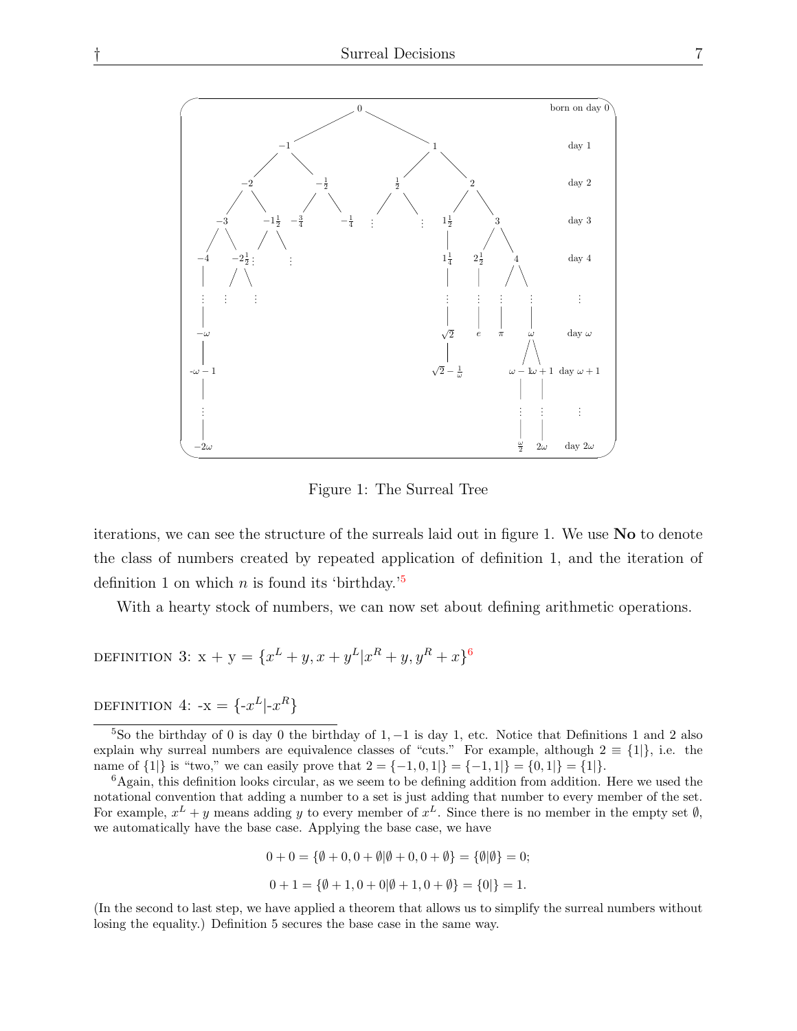Figure 1: The Surreal Tree

iterations, we can see the structure of the surreals laid out in figure 1. We use **No** to denote the class of numbers created by repeated application of definition 1, and the iteration of definition 1 on which $n$ is found its 'birthday.'[5]

With a hearty stock of numbers, we can now set about defining arithmetic operations.

DEFINITION 3: x + y = $\{x^L + y, x + y^L | x^R + y, y^R + x\}$[6]

DEFINITION 4: -x = $\{$-$x^L$|-$x^R\}$

---

[5]So the birthday of 0 is day 0 the birthday of $1, -1$ is day 1, etc. Notice that Definitions 1 and 2 also explain why surreal numbers are equivalence classes of "cuts." For example, although $2 \equiv \{1|\}$, i.e. the name of $\{1|\}$ is "two," we can easily prove that $2 = \{-1, 0, 1|\} = \{-1, 1|\} = \{0, 1|\} = \{1|\}$.

[6]Again, this definition looks circular, as we seem to be defining addition from addition. Here we used the notational convention that adding a number to a set is just adding that number to every member of the set. For example, $x^L + y$ means adding $y$ to every member of $x^L$. Since there is no member in the empty set $\emptyset$, we automatically have the base case. Applying the base case, we have

$$0 + 0 = \{\emptyset + 0, 0 + \emptyset | \emptyset + 0, 0 + \emptyset\} = \{\emptyset | \emptyset\} = 0;$$

$$0 + 1 = \{\emptyset + 1, 0 + 0 | \emptyset + 1, 0 + \emptyset\} = \{0|\} = 1.$$

(In the second to last step, we have applied a theorem that allows us to simplify the surreal numbers without losing the equality.) Definition 5 secures the base case in the same way.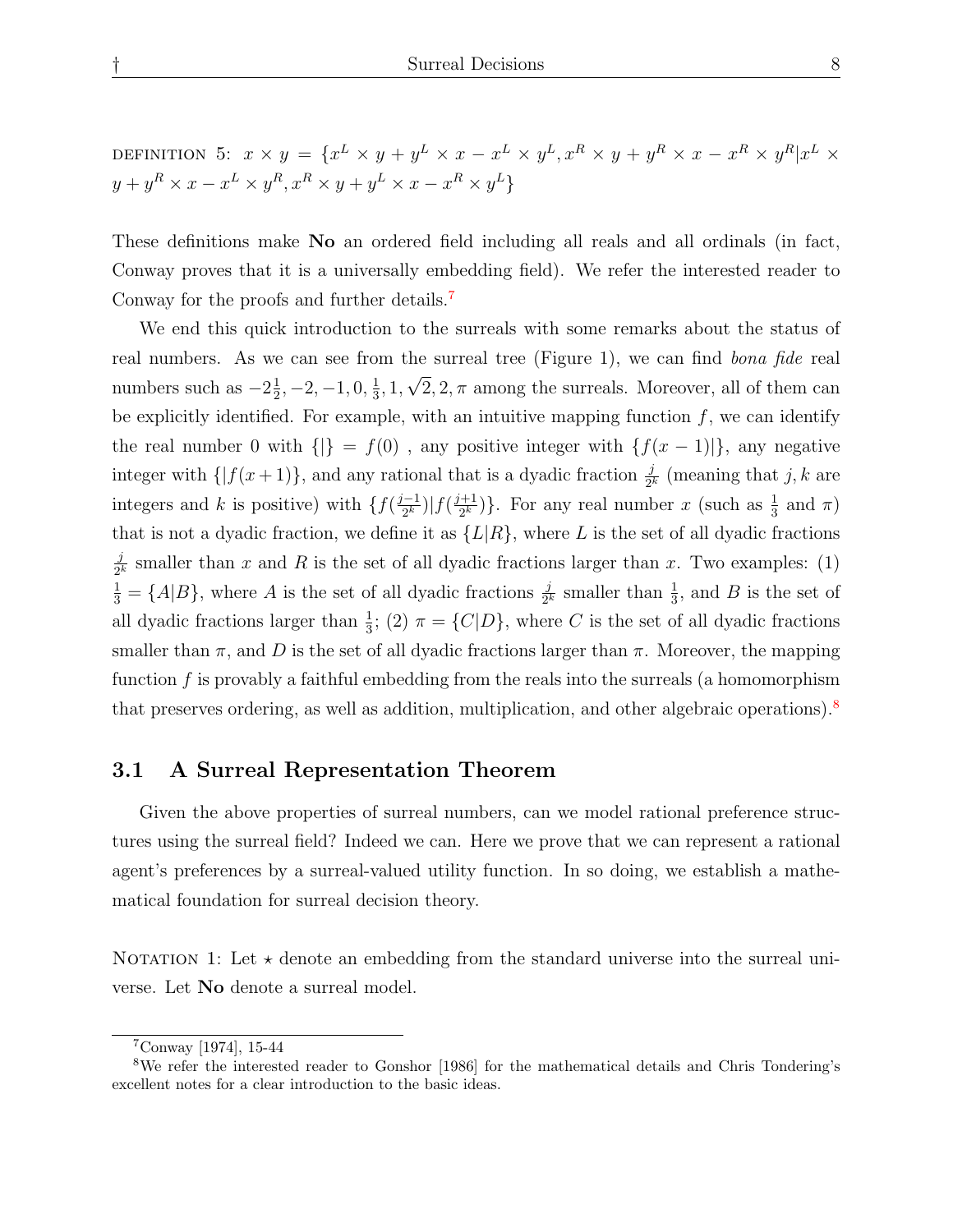DEFINITION 5: $x \times y = \{x^L \times y + y^L \times x - x^L \times y^L, x^R \times y + y^R \times x - x^R \times y^R | x^L \times y + y^R \times x - x^L \times y^R, x^R \times y + y^L \times x - x^R \times y^L\}$

These definitions make **No** an ordered field including all reals and all ordinals (in fact, Conway proves that it is a universally embedding field). We refer the interested reader to Conway for the proofs and further details.[7]

We end this quick introduction to the surreals with some remarks about the status of real numbers. As we can see from the surreal tree (Figure 1), we can find *bona fide* real numbers such as $-2\frac{1}{2}, -2, -1, 0, \frac{1}{3}, 1, \sqrt{2}, 2, \pi$ among the surreals. Moreover, all of them can be explicitly identified. For example, with an intuitive mapping function $f$, we can identify the real number 0 with $\{|\} = f(0)$ , any positive integer with $\{f(x-1)|\}$, any negative integer with $\{|f(x+1)\}$, and any rational that is a dyadic fraction $\frac{j}{2^k}$ (meaning that $j, k$ are integers and $k$ is positive) with $\{f(\frac{j-1}{2^k})|f(\frac{j+1}{2^k})\}$. For any real number $x$ (such as $\frac{1}{3}$ and $\pi$) that is not a dyadic fraction, we define it as $\{L|R\}$, where $L$ is the set of all dyadic fractions $\frac{j}{2^k}$ smaller than $x$ and $R$ is the set of all dyadic fractions larger than $x$. Two examples: (1) $\frac{1}{3} = \{A|B\}$, where $A$ is the set of all dyadic fractions $\frac{j}{2^k}$ smaller than $\frac{1}{3}$, and $B$ is the set of all dyadic fractions larger than $\frac{1}{3}$; (2) $\pi = \{C|D\}$, where $C$ is the set of all dyadic fractions smaller than $\pi$, and $D$ is the set of all dyadic fractions larger than $\pi$. Moreover, the mapping function $f$ is provably a faithful embedding from the reals into the surreals (a homomorphism that preserves ordering, as well as addition, multiplication, and other algebraic operations).[8]

## 3.1 A Surreal Representation Theorem

Given the above properties of surreal numbers, can we model rational preference structures using the surreal field? Indeed we can. Here we prove that we can represent a rational agent's preferences by a surreal-valued utility function. In so doing, we establish a mathematical foundation for surreal decision theory.

NOTATION 1: Let $\star$ denote an embedding from the standard universe into the surreal universe. Let **No** denote a surreal model.

---

[7] Conway [1974], 15-44

[8] We refer the interested reader to Gonshor [1986] for the mathematical details and Chris Tondering's excellent notes for a clear introduction to the basic ideas.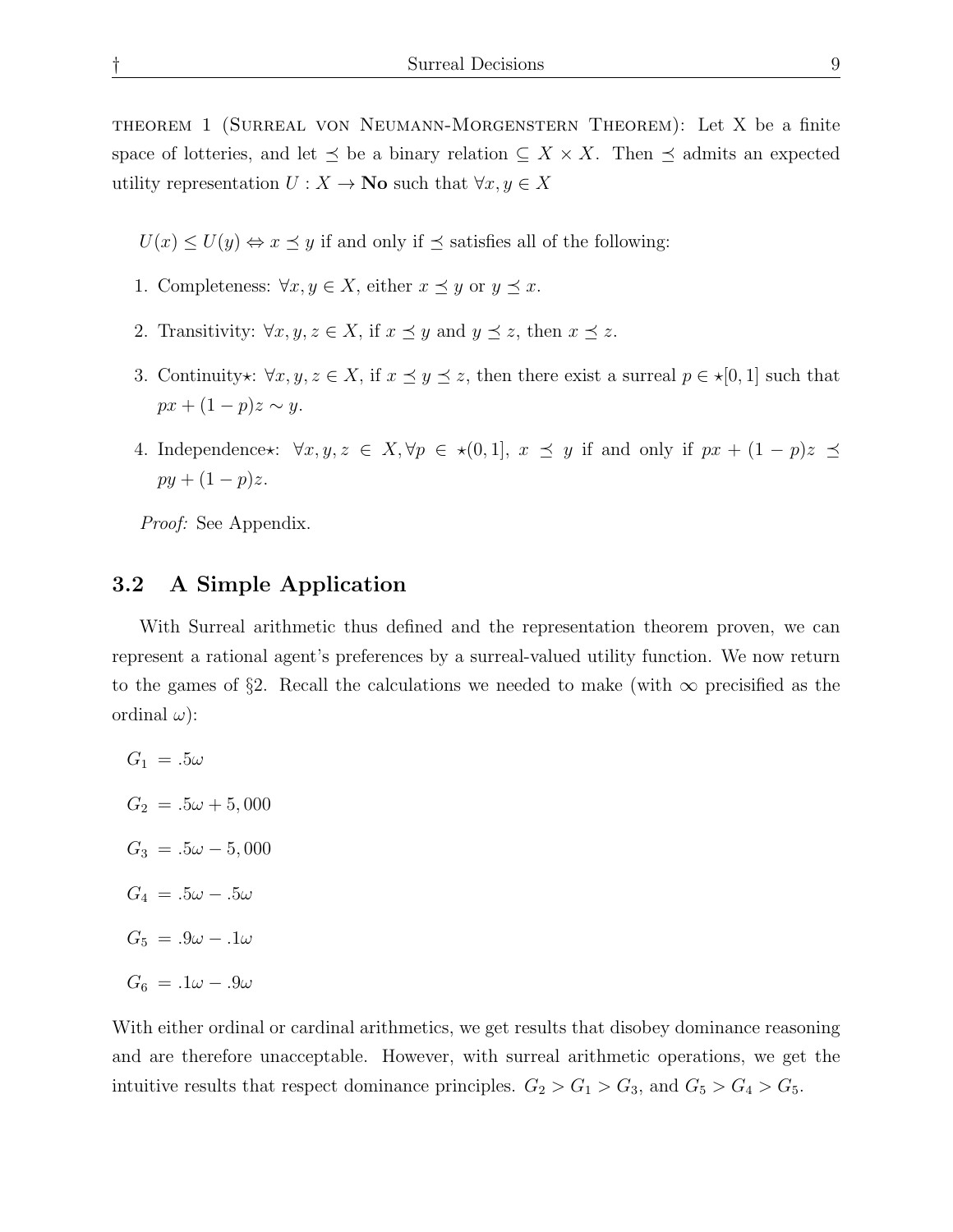THEOREM 1 (SURREAL VON NEUMANN-MORGENSTERN THEOREM): Let X be a finite space of lotteries, and let $\preceq$ be a binary relation $\subseteq X \times X$. Then $\preceq$ admits an expected utility representation $U : X \to \mathbf{No}$ such that $\forall x, y \in X$

$U(x) \leq U(y) \Leftrightarrow x \preceq y$ if and only if $\preceq$ satisfies all of the following:

1. Completeness: $\forall x, y \in X$, either $x \preceq y$ or $y \preceq x$.
2. Transitivity: $\forall x, y, z \in X$, if $x \preceq y$ and $y \preceq z$, then $x \preceq z$.
3. Continuity$\star$: $\forall x, y, z \in X$, if $x \preceq y \preceq z$, then there exist a surreal $p \in \star[0, 1]$ such that $px + (1 - p)z \sim y$.
4. Independence$\star$: $\forall x, y, z \in X, \forall p \in \star(0, 1]$, $x \preceq y$ if and only if $px + (1 - p)z \preceq py + (1 - p)z$.

*Proof:* See Appendix.

## 3.2 A Simple Application

With Surreal arithmetic thus defined and the representation theorem proven, we can represent a rational agent's preferences by a surreal-valued utility function. We now return to the games of §2. Recall the calculations we needed to make (with $\infty$ precisified as the ordinal $\omega$):

$G_1 = .5\omega$

$G_2 = .5\omega + 5{,}000$

$G_3 = .5\omega - 5{,}000$

$G_4 = .5\omega - .5\omega$

$G_5 = .9\omega - .1\omega$

$G_6 = .1\omega - .9\omega$

With either ordinal or cardinal arithmetics, we get results that disobey dominance reasoning and are therefore unacceptable. However, with surreal arithmetic operations, we get the intuitive results that respect dominance principles. $G_2 > G_1 > G_3$, and $G_5 > G_4 > G_5$.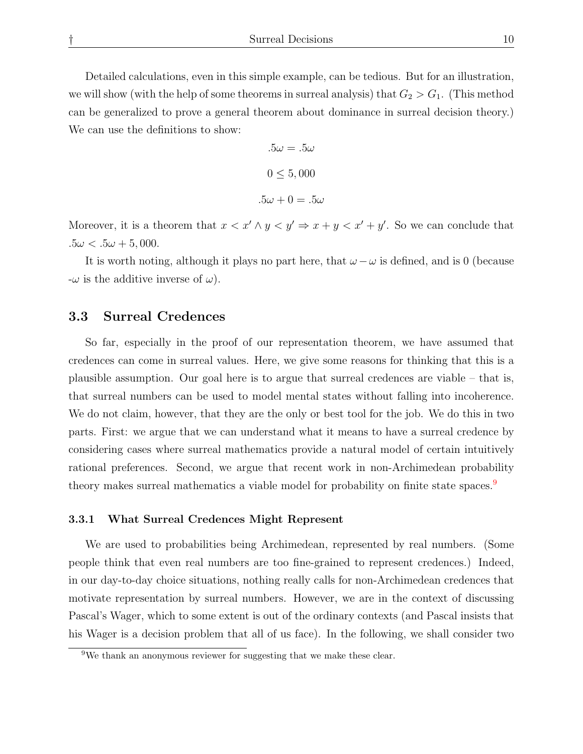Detailed calculations, even in this simple example, can be tedious. But for an illustration, we will show (with the help of some theorems in surreal analysis) that $G_2 > G_1$. (This method can be generalized to prove a general theorem about dominance in surreal decision theory.) We can use the definitions to show:

$$.5\omega = .5\omega$$

$$0 \leq 5,000$$

$$.5\omega + 0 = .5\omega$$

Moreover, it is a theorem that $x < x' \wedge y < y' \Rightarrow x + y < x' + y'$. So we can conclude that $.5\omega < .5\omega + 5,000$.

It is worth noting, although it plays no part here, that $\omega - \omega$ is defined, and is 0 (because $-\omega$ is the additive inverse of $\omega$).

## 3.3 Surreal Credences

So far, especially in the proof of our representation theorem, we have assumed that credences can come in surreal values. Here, we give some reasons for thinking that this is a plausible assumption. Our goal here is to argue that surreal credences are viable – that is, that surreal numbers can be used to model mental states without falling into incoherence. We do not claim, however, that they are the only or best tool for the job. We do this in two parts. First: we argue that we can understand what it means to have a surreal credence by considering cases where surreal mathematics provide a natural model of certain intuitively rational preferences. Second, we argue that recent work in non-Archimedean probability theory makes surreal mathematics a viable model for probability on finite state spaces.[9]

### 3.3.1 What Surreal Credences Might Represent

We are used to probabilities being Archimedean, represented by real numbers. (Some people think that even real numbers are too fine-grained to represent credences.) Indeed, in our day-to-day choice situations, nothing really calls for non-Archimedean credences that motivate representation by surreal numbers. However, we are in the context of discussing Pascal's Wager, which to some extent is out of the ordinary contexts (and Pascal insists that his Wager is a decision problem that all of us face). In the following, we shall consider two

[9] We thank an anonymous reviewer for suggesting that we make these clear.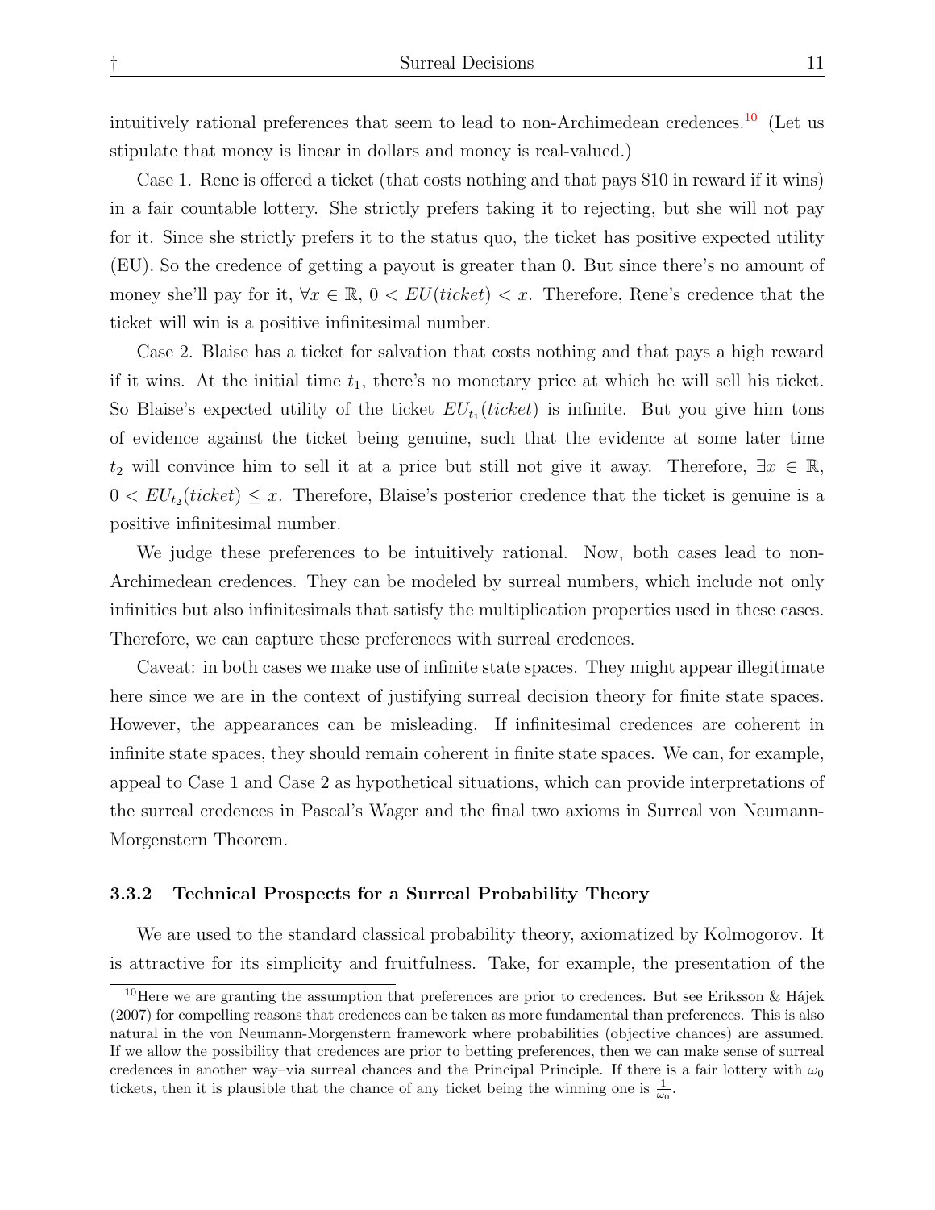intuitively rational preferences that seem to lead to non-Archimedean credences.[10] (Let us stipulate that money is linear in dollars and money is real-valued.)

Case 1. Rene is offered a ticket (that costs nothing and that pays \$10 in reward if it wins) in a fair countable lottery. She strictly prefers taking it to rejecting, but she will not pay for it. Since she strictly prefers it to the status quo, the ticket has positive expected utility (EU). So the credence of getting a payout is greater than 0. But since there's no amount of money she'll pay for it, $\forall x \in \mathbb{R}$, $0 < EU(ticket) < x$. Therefore, Rene's credence that the ticket will win is a positive infinitesimal number.

Case 2. Blaise has a ticket for salvation that costs nothing and that pays a high reward if it wins. At the initial time $t_1$, there's no monetary price at which he will sell his ticket. So Blaise's expected utility of the ticket $EU_{t_1}(ticket)$ is infinite. But you give him tons of evidence against the ticket being genuine, such that the evidence at some later time $t_2$ will convince him to sell it at a price but still not give it away. Therefore, $\exists x \in \mathbb{R}$, $0 < EU_{t_2}(ticket) \leq x$. Therefore, Blaise's posterior credence that the ticket is genuine is a positive infinitesimal number.

We judge these preferences to be intuitively rational. Now, both cases lead to non-Archimedean credences. They can be modeled by surreal numbers, which include not only infinities but also infinitesimals that satisfy the multiplication properties used in these cases. Therefore, we can capture these preferences with surreal credences.

Caveat: in both cases we make use of infinite state spaces. They might appear illegitimate here since we are in the context of justifying surreal decision theory for finite state spaces. However, the appearances can be misleading. If infinitesimal credences are coherent in infinite state spaces, they should remain coherent in finite state spaces. We can, for example, appeal to Case 1 and Case 2 as hypothetical situations, which can provide interpretations of the surreal credences in Pascal's Wager and the final two axioms in Surreal von Neumann-Morgenstern Theorem.

### 3.3.2 Technical Prospects for a Surreal Probability Theory

We are used to the standard classical probability theory, axiomatized by Kolmogorov. It is attractive for its simplicity and fruitfulness. Take, for example, the presentation of the

[10] Here we are granting the assumption that preferences are prior to credences. But see Eriksson & Hájek (2007) for compelling reasons that credences can be taken as more fundamental than preferences. This is also natural in the von Neumann-Morgenstern framework where probabilities (objective chances) are assumed. If we allow the possibility that credences are prior to betting preferences, then we can make sense of surreal credences in another way–via surreal chances and the Principal Principle. If there is a fair lottery with $\omega_0$ tickets, then it is plausible that the chance of any ticket being the winning one is $\frac{1}{\omega_0}$.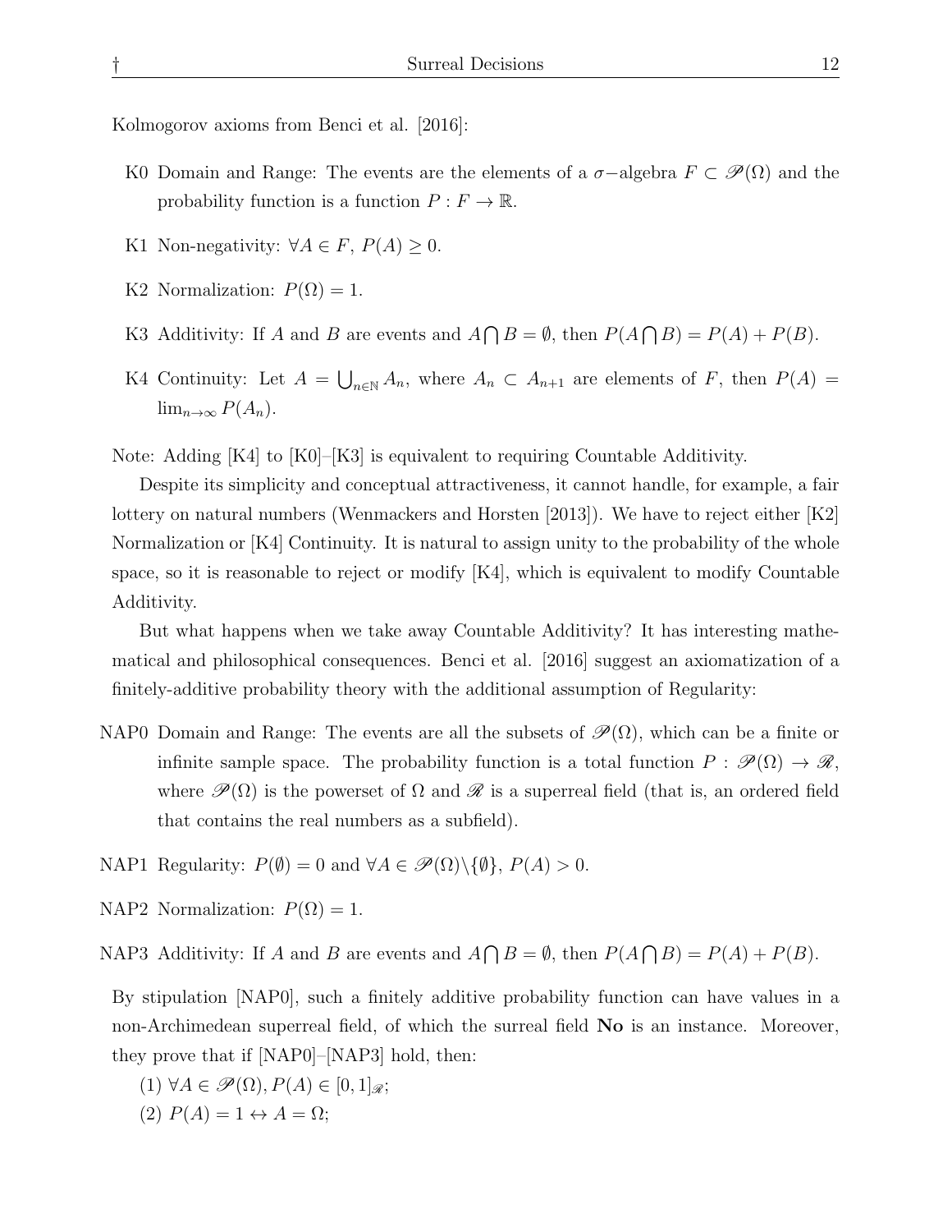Kolmogorov axioms from Benci et al. [2016]:

- K0 Domain and Range: The events are the elements of a $\sigma-$algebra $F \subset \mathscr{P}(\Omega)$ and the probability function is a function $P : F \to \mathbb{R}$.
- K1 Non-negativity: $\forall A \in F$, $P(A) \geq 0$.
- K2 Normalization: $P(\Omega) = 1$.
- K3 Additivity: If $A$ and $B$ are events and $A \bigcap B = \emptyset$, then $P(A \bigcap B) = P(A) + P(B)$.
- K4 Continuity: Let $A = \bigcup_{n \in \mathbb{N}} A_n$, where $A_n \subset A_{n+1}$ are elements of $F$, then $P(A) = \lim_{n \to \infty} P(A_n)$.

Note: Adding [K4] to [K0]–[K3] is equivalent to requiring Countable Additivity.

Despite its simplicity and conceptual attractiveness, it cannot handle, for example, a fair lottery on natural numbers (Wenmackers and Horsten [2013]). We have to reject either [K2] Normalization or [K4] Continuity. It is natural to assign unity to the probability of the whole space, so it is reasonable to reject or modify [K4], which is equivalent to modify Countable Additivity.

But what happens when we take away Countable Additivity? It has interesting mathematical and philosophical consequences. Benci et al. [2016] suggest an axiomatization of a finitely-additive probability theory with the additional assumption of Regularity:

- NAP0 Domain and Range: The events are all the subsets of $\mathscr{P}(\Omega)$, which can be a finite or infinite sample space. The probability function is a total function $P : \mathscr{P}(\Omega) \to \mathscr{R}$, where $\mathscr{P}(\Omega)$ is the powerset of $\Omega$ and $\mathscr{R}$ is a superreal field (that is, an ordered field that contains the real numbers as a subfield).
- NAP1 Regularity: $P(\emptyset) = 0$ and $\forall A \in \mathscr{P}(\Omega) \backslash \{\emptyset\}$, $P(A) > 0$.
- NAP2 Normalization: $P(\Omega) = 1$.
- NAP3 Additivity: If $A$ and $B$ are events and $A \bigcap B = \emptyset$, then $P(A \bigcap B) = P(A) + P(B)$.

By stipulation [NAP0], such a finitely additive probability function can have values in a non-Archimedean superreal field, of which the surreal field **No** is an instance. Moreover, they prove that if [NAP0]–[NAP3] hold, then:

(1) $\forall A \in \mathscr{P}(\Omega), P(A) \in [0, 1]_{\mathscr{R}}$;

(2) $P(A) = 1 \leftrightarrow A = \Omega$;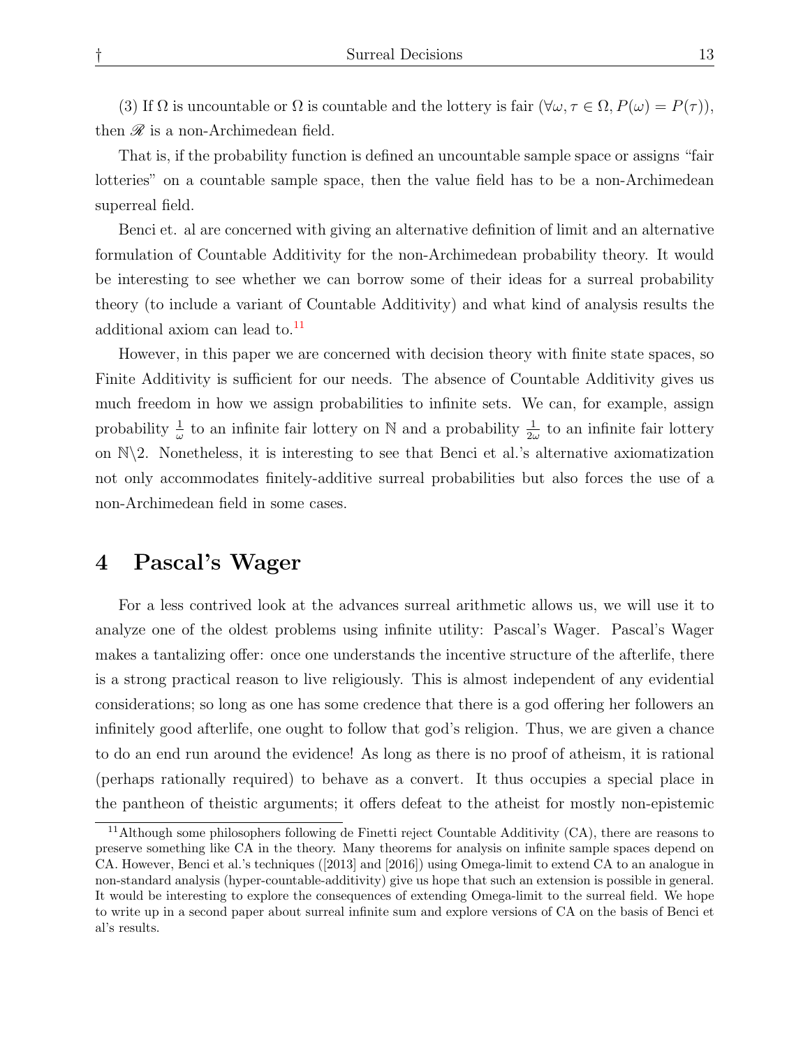(3) If $\Omega$ is uncountable or $\Omega$ is countable and the lottery is fair ($\forall \omega, \tau \in \Omega, P(\omega) = P(\tau)$), then $\mathscr{R}$ is a non-Archimedean field.

That is, if the probability function is defined an uncountable sample space or assigns "fair lotteries" on a countable sample space, then the value field has to be a non-Archimedean superreal field.

Benci et. al are concerned with giving an alternative definition of limit and an alternative formulation of Countable Additivity for the non-Archimedean probability theory. It would be interesting to see whether we can borrow some of their ideas for a surreal probability theory (to include a variant of Countable Additivity) and what kind of analysis results the additional axiom can lead to.[11]

However, in this paper we are concerned with decision theory with finite state spaces, so Finite Additivity is sufficient for our needs. The absence of Countable Additivity gives us much freedom in how we assign probabilities to infinite sets. We can, for example, assign probability $\frac{1}{\omega}$ to an infinite fair lottery on $\mathbb{N}$ and a probability $\frac{1}{2\omega}$ to an infinite fair lottery on $\mathbb{N}\backslash 2$. Nonetheless, it is interesting to see that Benci et al.'s alternative axiomatization not only accommodates finitely-additive surreal probabilities but also forces the use of a non-Archimedean field in some cases.

# 4 Pascal's Wager

For a less contrived look at the advances surreal arithmetic allows us, we will use it to analyze one of the oldest problems using infinite utility: Pascal's Wager. Pascal's Wager makes a tantalizing offer: once one understands the incentive structure of the afterlife, there is a strong practical reason to live religiously. This is almost independent of any evidential considerations; so long as one has some credence that there is a god offering her followers an infinitely good afterlife, one ought to follow that god's religion. Thus, we are given a chance to do an end run around the evidence! As long as there is no proof of atheism, it is rational (perhaps rationally required) to behave as a convert. It thus occupies a special place in the pantheon of theistic arguments; it offers defeat to the atheist for mostly non-epistemic

[11] Although some philosophers following de Finetti reject Countable Additivity (CA), there are reasons to preserve something like CA in the theory. Many theorems for analysis on infinite sample spaces depend on CA. However, Benci et al.'s techniques ([2013] and [2016]) using Omega-limit to extend CA to an analogue in non-standard analysis (hyper-countable-additivity) give us hope that such an extension is possible in general. It would be interesting to explore the consequences of extending Omega-limit to the surreal field. We hope to write up in a second paper about surreal infinite sum and explore versions of CA on the basis of Benci et al's results.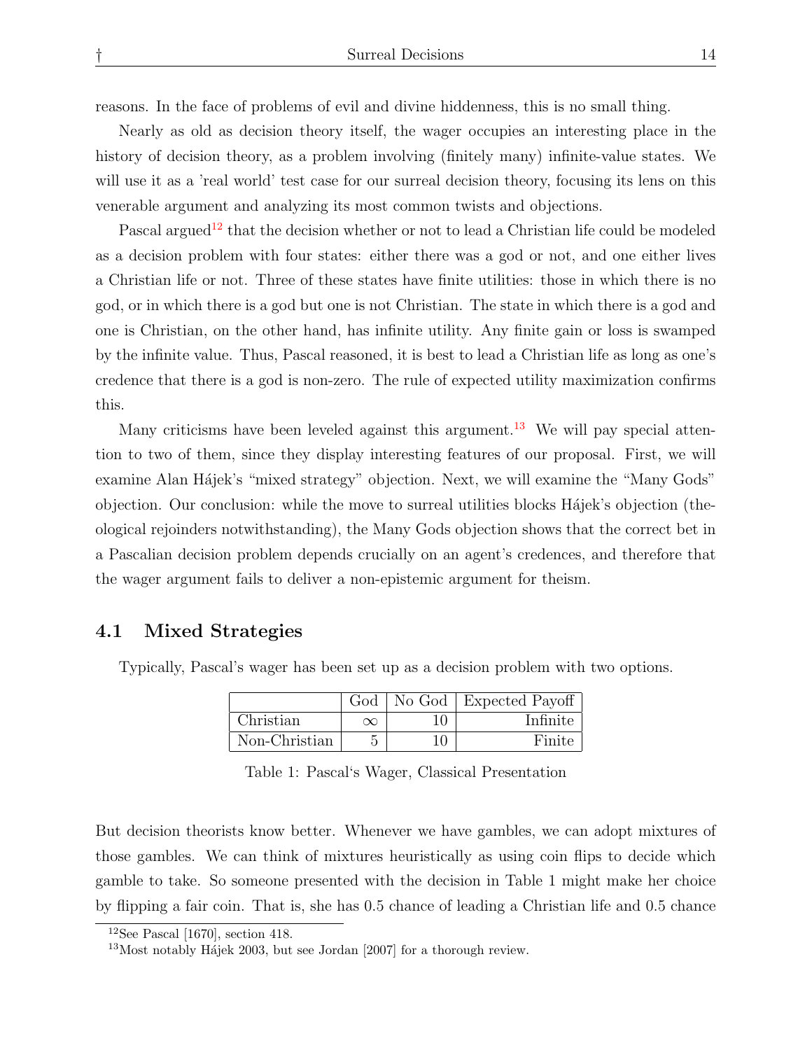reasons. In the face of problems of evil and divine hiddenness, this is no small thing.

Nearly as old as decision theory itself, the wager occupies an interesting place in the history of decision theory, as a problem involving (finitely many) infinite-value states. We will use it as a 'real world' test case for our surreal decision theory, focusing its lens on this venerable argument and analyzing its most common twists and objections.

Pascal argued[12] that the decision whether or not to lead a Christian life could be modeled as a decision problem with four states: either there was a god or not, and one either lives a Christian life or not. Three of these states have finite utilities: those in which there is no god, or in which there is a god but one is not Christian. The state in which there is a god and one is Christian, on the other hand, has infinite utility. Any finite gain or loss is swamped by the infinite value. Thus, Pascal reasoned, it is best to lead a Christian life as long as one's credence that there is a god is non-zero. The rule of expected utility maximization confirms this.

Many criticisms have been leveled against this argument.[13] We will pay special attention to two of them, since they display interesting features of our proposal. First, we will examine Alan Hájek's "mixed strategy" objection. Next, we will examine the "Many Gods" objection. Our conclusion: while the move to surreal utilities blocks Hájek's objection (theological rejoinders notwithstanding), the Many Gods objection shows that the correct bet in a Pascalian decision problem depends crucially on an agent's credences, and therefore that the wager argument fails to deliver a non-epistemic argument for theism.

## 4.1 Mixed Strategies

Typically, Pascal's wager has been set up as a decision problem with two options.

| | God | No God | Expected Payoff |
|---|---|---|---|
| Christian | $\infty$ | 10 | Infinite |
| Non-Christian | 5 | 10 | Finite |

Table 1: Pascal‘s Wager, Classical Presentation

But decision theorists know better. Whenever we have gambles, we can adopt mixtures of those gambles. We can think of mixtures heuristically as using coin flips to decide which gamble to take. So someone presented with the decision in Table 1 might make her choice by flipping a fair coin. That is, she has 0.5 chance of leading a Christian life and 0.5 chance

[12] See Pascal [1670], section 418.

[13] Most notably Hájek 2003, but see Jordan [2007] for a thorough review.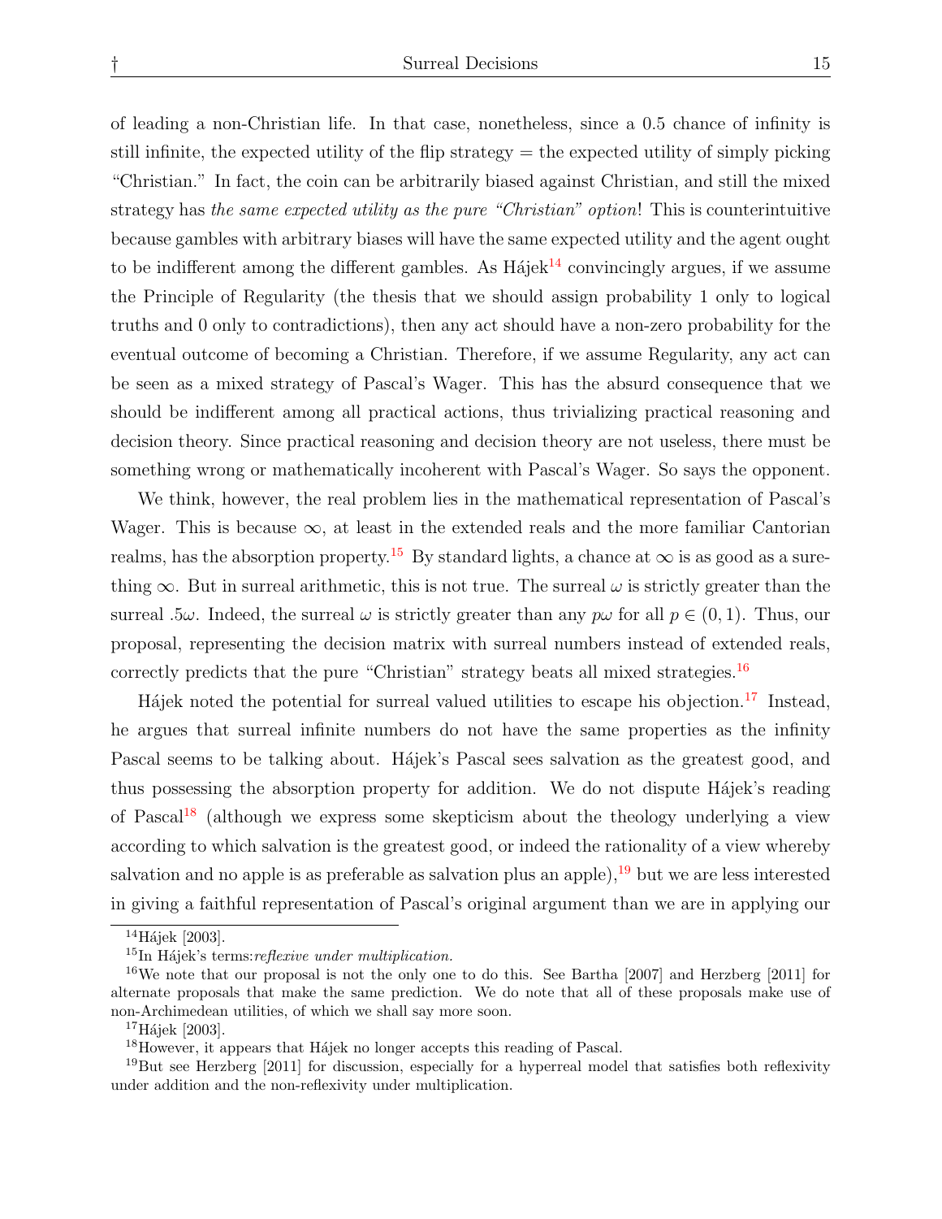of leading a non-Christian life. In that case, nonetheless, since a 0.5 chance of infinity is still infinite, the expected utility of the flip strategy = the expected utility of simply picking "Christian." In fact, the coin can be arbitrarily biased against Christian, and still the mixed strategy has *the same expected utility as the pure "Christian" option*! This is counterintuitive because gambles with arbitrary biases will have the same expected utility and the agent ought to be indifferent among the different gambles. As Hájek[14] convincingly argues, if we assume the Principle of Regularity (the thesis that we should assign probability 1 only to logical truths and 0 only to contradictions), then any act should have a non-zero probability for the eventual outcome of becoming a Christian. Therefore, if we assume Regularity, any act can be seen as a mixed strategy of Pascal's Wager. This has the absurd consequence that we should be indifferent among all practical actions, thus trivializing practical reasoning and decision theory. Since practical reasoning and decision theory are not useless, there must be something wrong or mathematically incoherent with Pascal's Wager. So says the opponent.

We think, however, the real problem lies in the mathematical representation of Pascal's Wager. This is because $\infty$, at least in the extended reals and the more familiar Cantorian realms, has the absorption property.[15] By standard lights, a chance at $\infty$ is as good as a sure-thing $\infty$. But in surreal arithmetic, this is not true. The surreal $\omega$ is strictly greater than the surreal $.5\omega$. Indeed, the surreal $\omega$ is strictly greater than any $p\omega$ for all $p \in (0, 1)$. Thus, our proposal, representing the decision matrix with surreal numbers instead of extended reals, correctly predicts that the pure "Christian" strategy beats all mixed strategies.[16]

Hájek noted the potential for surreal valued utilities to escape his objection.[17] Instead, he argues that surreal infinite numbers do not have the same properties as the infinity Pascal seems to be talking about. Hájek's Pascal sees salvation as the greatest good, and thus possessing the absorption property for addition. We do not dispute Hájek's reading of Pascal[18] (although we express some skepticism about the theology underlying a view according to which salvation is the greatest good, or indeed the rationality of a view whereby salvation and no apple is as preferable as salvation plus an apple),[19] but we are less interested in giving a faithful representation of Pascal's original argument than we are in applying our

---

[14] Hájek [2003].

[15] In Hájek's terms: *reflexive under multiplication.*

[16] We note that our proposal is not the only one to do this. See Bartha [2007] and Herzberg [2011] for alternate proposals that make the same prediction. We do note that all of these proposals make use of non-Archimedean utilities, of which we shall say more soon.

[17] Hájek [2003].

[18] However, it appears that Hájek no longer accepts this reading of Pascal.

[19] But see Herzberg [2011] for discussion, especially for a hyperreal model that satisfies both reflexivity under addition and the non-reflexivity under multiplication.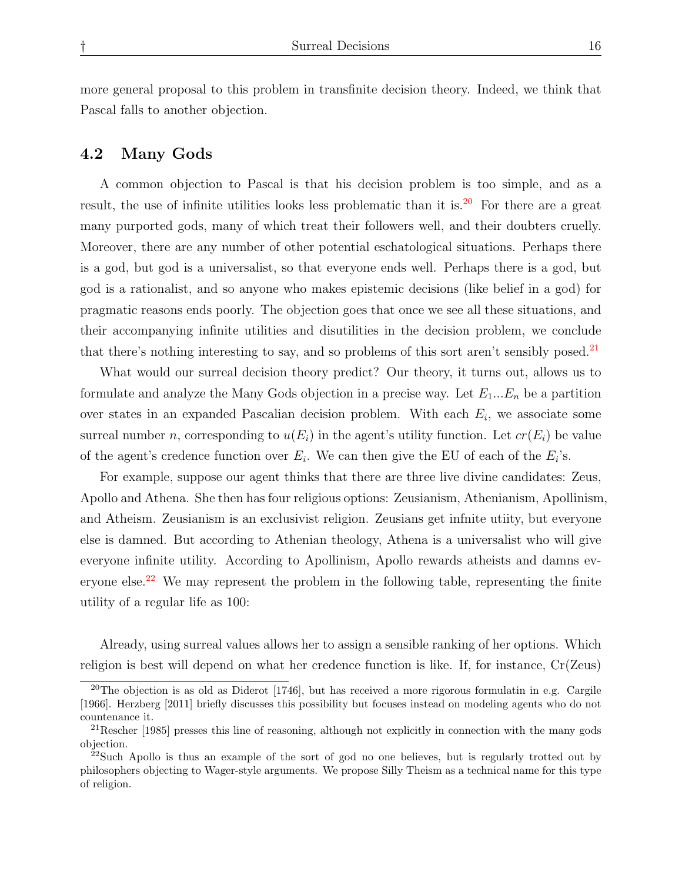more general proposal to this problem in transfinite decision theory. Indeed, we think that Pascal falls to another objection.

### 4.2 Many Gods

A common objection to Pascal is that his decision problem is too simple, and as a result, the use of infinite utilities looks less problematic than it is.[20] For there are a great many purported gods, many of which treat their followers well, and their doubters cruelly. Moreover, there are any number of other potential eschatological situations. Perhaps there is a god, but god is a universalist, so that everyone ends well. Perhaps there is a god, but god is a rationalist, and so anyone who makes epistemic decisions (like belief in a god) for pragmatic reasons ends poorly. The objection goes that once we see all these situations, and their accompanying infinite utilities and disutilities in the decision problem, we conclude that there's nothing interesting to say, and so problems of this sort aren't sensibly posed.[21]

What would our surreal decision theory predict? Our theory, it turns out, allows us to formulate and analyze the Many Gods objection in a precise way. Let $E_1 ... E_n$ be a partition over states in an expanded Pascalian decision problem. With each $E_i$, we associate some surreal number $n$, corresponding to $u(E_i)$ in the agent's utility function. Let $cr(E_i)$ be value of the agent's credence function over $E_i$. We can then give the EU of each of the $E_i$'s.

For example, suppose our agent thinks that there are three live divine candidates: Zeus, Apollo and Athena. She then has four religious options: Zeusianism, Athenianism, Apollinism, and Atheism. Zeusianism is an exclusivist religion. Zeusians get infnite utiity, but everyone else is damned. But according to Athenian theology, Athena is a universalist who will give everyone infinite utility. According to Apollinism, Apollo rewards atheists and damns everyone else.[22] We may represent the problem in the following table, representing the finite utility of a regular life as 100:

Already, using surreal values allows her to assign a sensible ranking of her options. Which religion is best will depend on what her credence function is like. If, for instance, Cr(Zeus)

---

[20] The objection is as old as Diderot [1746], but has received a more rigorous formulatin in e.g. Cargile [1966]. Herzberg [2011] briefly discusses this possibility but focuses instead on modeling agents who do not countenance it.

[21] Rescher [1985] presses this line of reasoning, although not explicitly in connection with the many gods objection.

[22] Such Apollo is thus an example of the sort of god no one believes, but is regularly trotted out by philosophers objecting to Wager-style arguments. We propose Silly Theism as a technical name for this type of religion.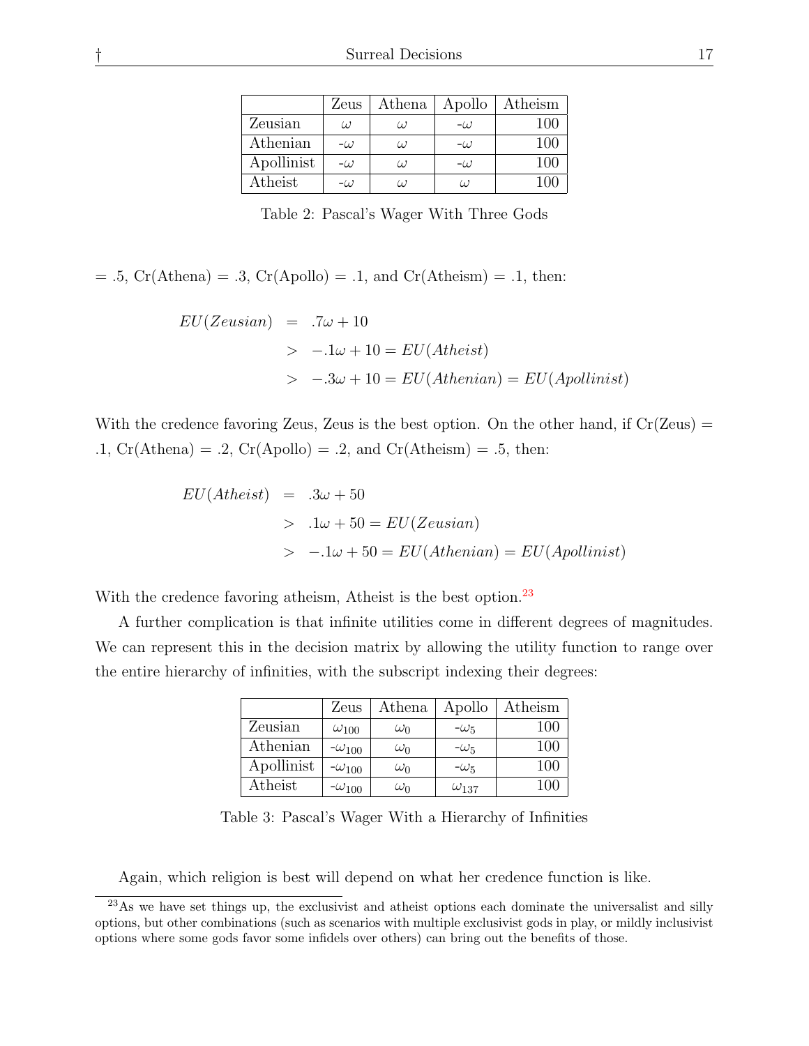|  | Zeus | Athena | Apollo | Atheism |
|---|---|---|---|---|
| Zeusian | $\omega$ | $\omega$ | $-\omega$ | 100 |
| Athenian | $-\omega$ | $\omega$ | $-\omega$ | 100 |
| Apollinist | $-\omega$ | $\omega$ | $-\omega$ | 100 |
| Atheist | $-\omega$ | $\omega$ | $\omega$ | 100 |

Table 2: Pascal's Wager With Three Gods

= .5, Cr(Athena) = .3, Cr(Apollo) = .1, and Cr(Atheism) = .1, then:

$$
\begin{aligned}
EU(Zeusian) &= .7\omega + 10 \\
&> -.1\omega + 10 = EU(Atheist) \\
&> -.3\omega + 10 = EU(Athenian) = EU(Apollinist)
\end{aligned}
$$

With the credence favoring Zeus, Zeus is the best option. On the other hand, if Cr(Zeus) = .1, Cr(Athena) = .2, Cr(Apollo) = .2, and Cr(Atheism) = .5, then:

$$
\begin{aligned}
EU(Atheist) &= .3\omega + 50 \\
&> .1\omega + 50 = EU(Zeusian) \\
&> -.1\omega + 50 = EU(Athenian) = EU(Apollinist)
\end{aligned}
$$

With the credence favoring atheism, Atheist is the best option.[23]

A further complication is that infinite utilities come in different degrees of magnitudes. We can represent this in the decision matrix by allowing the utility function to range over the entire hierarchy of infinities, with the subscript indexing their degrees:

|  | Zeus | Athena | Apollo | Atheism |
|---|---|---|---|---|
| Zeusian | $\omega_{100}$ | $\omega_0$ | $-\omega_5$ | 100 |
| Athenian | $-\omega_{100}$ | $\omega_0$ | $-\omega_5$ | 100 |
| Apollinist | $-\omega_{100}$ | $\omega_0$ | $-\omega_5$ | 100 |
| Atheist | $-\omega_{100}$ | $\omega_0$ | $\omega_{137}$ | 100 |

Table 3: Pascal's Wager With a Hierarchy of Infinities

Again, which religion is best will depend on what her credence function is like.

[23] As we have set things up, the exclusivist and atheist options each dominate the universalist and silly options, but other combinations (such as scenarios with multiple exclusivist gods in play, or mildly inclusivist options where some gods favor some infidels over others) can bring out the benefits of those.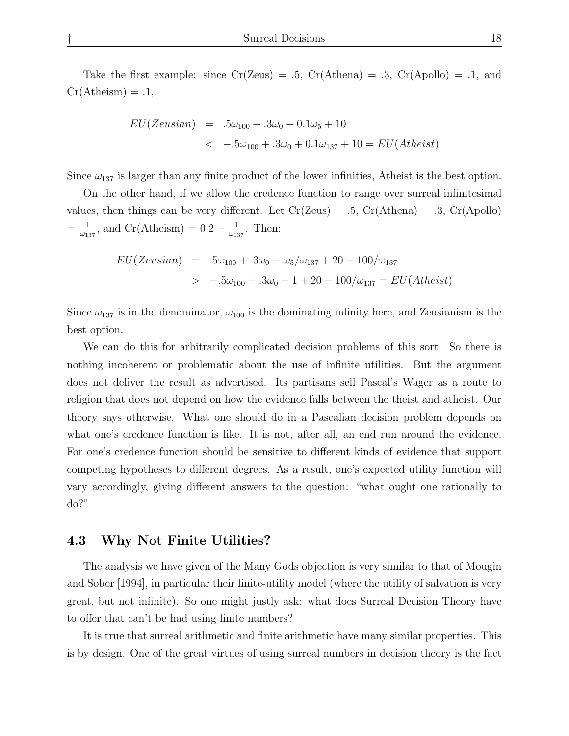Take the first example: since Cr(Zeus) = .5, Cr(Athena) = .3, Cr(Apollo) = .1, and Cr(Atheism) = .1,

$$
\begin{aligned}
EU(Zeusian) &= .5\omega_{100} + .3\omega_0 - 0.1\omega_5 + 10 \\
&< -.5\omega_{100} + .3\omega_0 + 0.1\omega_{137} + 10 = EU(Atheist)
\end{aligned}
$$

Since $\omega_{137}$ is larger than any finite product of the lower infinities, Atheist is the best option.

On the other hand, if we allow the credence function to range over surreal infinitesimal values, then things can be very different. Let Cr(Zeus) = .5, Cr(Athena) = .3, Cr(Apollo) = $\frac{1}{\omega_{137}}$, and Cr(Atheism) = $0.2 - \frac{1}{\omega_{137}}$. Then:

$$
\begin{aligned}
EU(Zeusian) &= .5\omega_{100} + .3\omega_0 - \omega_5/\omega_{137} + 20 - 100/\omega_{137} \\
&> -.5\omega_{100} + .3\omega_0 - 1 + 20 - 100/\omega_{137} = EU(Atheist)
\end{aligned}
$$

Since $\omega_{137}$ is in the denominator, $\omega_{100}$ is the dominating infinity here, and Zeusianism is the best option.

We can do this for arbitrarily complicated decision problems of this sort. So there is nothing incoherent or problematic about the use of infinite utilities. But the argument does not deliver the result as advertised. Its partisans sell Pascal's Wager as a route to religion that does not depend on how the evidence falls between the theist and atheist. Our theory says otherwise. What one should do in a Pascalian decision problem depends on what one's credence function is like. It is not, after all, an end run around the evidence. For one's credence function should be sensitive to different kinds of evidence that support competing hypotheses to different degrees. As a result, one's expected utility function will vary accordingly, giving different answers to the question: "what ought one rationally to do?"

### 4.3 Why Not Finite Utilities?

The analysis we have given of the Many Gods objection is very similar to that of Mougin and Sober [1994], in particular their finite-utility model (where the utility of salvation is very great, but not infinite). So one might justly ask: what does Surreal Decision Theory have to offer that can't be had using finite numbers?

It is true that surreal arithmetic and finite arithmetic have many similar properties. This is by design. One of the great virtues of using surreal numbers in decision theory is the fact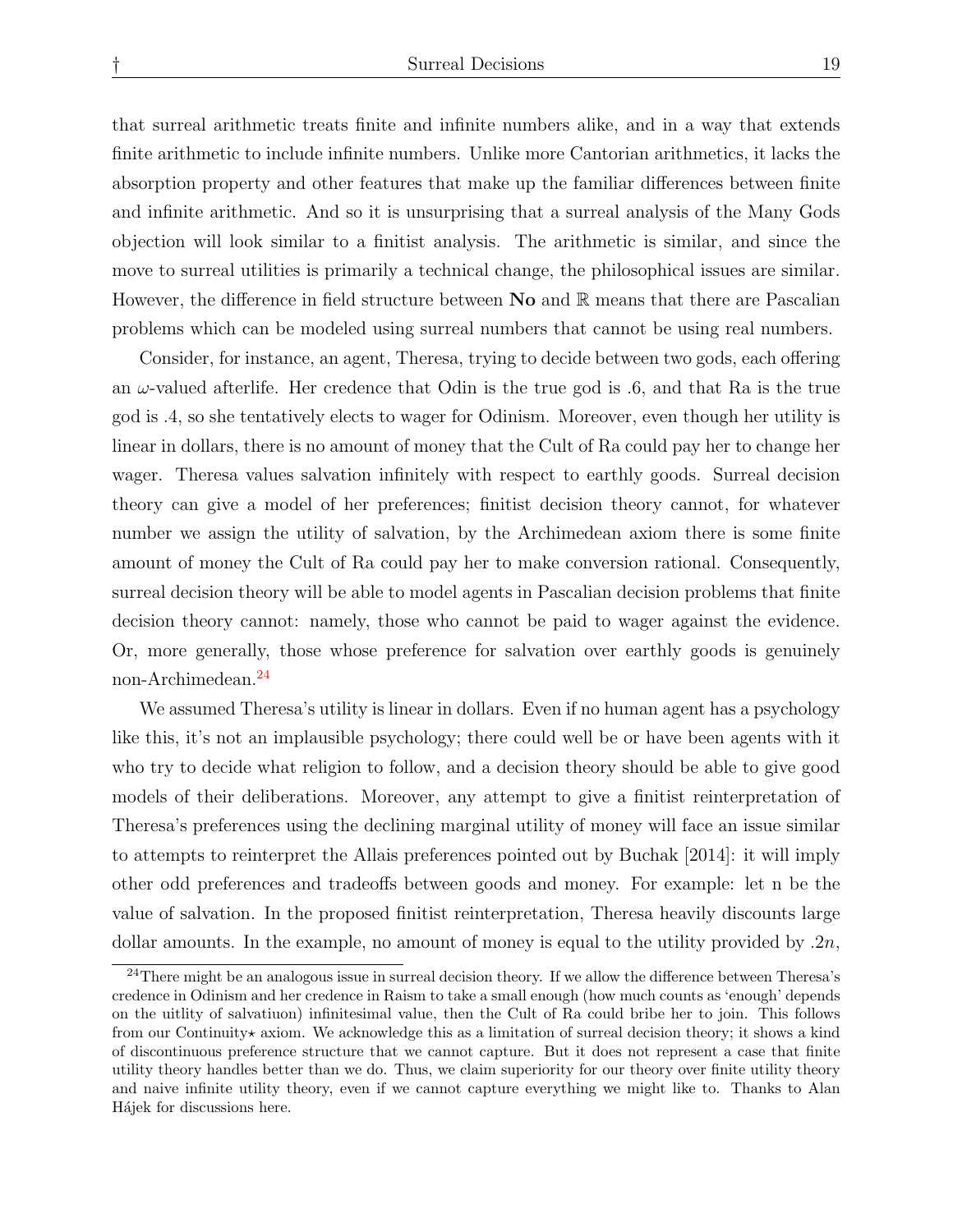that surreal arithmetic treats finite and infinite numbers alike, and in a way that extends finite arithmetic to include infinite numbers. Unlike more Cantorian arithmetics, it lacks the absorption property and other features that make up the familiar differences between finite and infinite arithmetic. And so it is unsurprising that a surreal analysis of the Many Gods objection will look similar to a finitist analysis. The arithmetic is similar, and since the move to surreal utilities is primarily a technical change, the philosophical issues are similar. However, the difference in field structure between **No** and $\mathbb{R}$ means that there are Pascalian problems which can be modeled using surreal numbers that cannot be using real numbers.

Consider, for instance, an agent, Theresa, trying to decide between two gods, each offering an $\omega$-valued afterlife. Her credence that Odin is the true god is .6, and that Ra is the true god is .4, so she tentatively elects to wager for Odinism. Moreover, even though her utility is linear in dollars, there is no amount of money that the Cult of Ra could pay her to change her wager. Theresa values salvation infinitely with respect to earthly goods. Surreal decision theory can give a model of her preferences; finitist decision theory cannot, for whatever number we assign the utility of salvation, by the Archimedean axiom there is some finite amount of money the Cult of Ra could pay her to make conversion rational. Consequently, surreal decision theory will be able to model agents in Pascalian decision problems that finite decision theory cannot: namely, those who cannot be paid to wager against the evidence. Or, more generally, those whose preference for salvation over earthly goods is genuinely non-Archimedean.[24]

We assumed Theresa's utility is linear in dollars. Even if no human agent has a psychology like this, it's not an implausible psychology; there could well be or have been agents with it who try to decide what religion to follow, and a decision theory should be able to give good models of their deliberations. Moreover, any attempt to give a finitist reinterpretation of Theresa's preferences using the declining marginal utility of money will face an issue similar to attempts to reinterpret the Allais preferences pointed out by Buchak [2014]: it will imply other odd preferences and tradeoffs between goods and money. For example: let n be the value of salvation. In the proposed finitist reinterpretation, Theresa heavily discounts large dollar amounts. In the example, no amount of money is equal to the utility provided by $.2n$,

[24] There might be an analogous issue in surreal decision theory. If we allow the difference between Theresa's credence in Odinism and her credence in Raism to take a small enough (how much counts as 'enough' depends on the uitlity of salvatiuon) infinitesimal value, then the Cult of Ra could bribe her to join. This follows from our Continuity$\star$ axiom. We acknowledge this as a limitation of surreal decision theory; it shows a kind of discontinuous preference structure that we cannot capture. But it does not represent a case that finite utility theory handles better than we do. Thus, we claim superiority for our theory over finite utility theory and naive infinite utility theory, even if we cannot capture everything we might like to. Thanks to Alan Hájek for discussions here.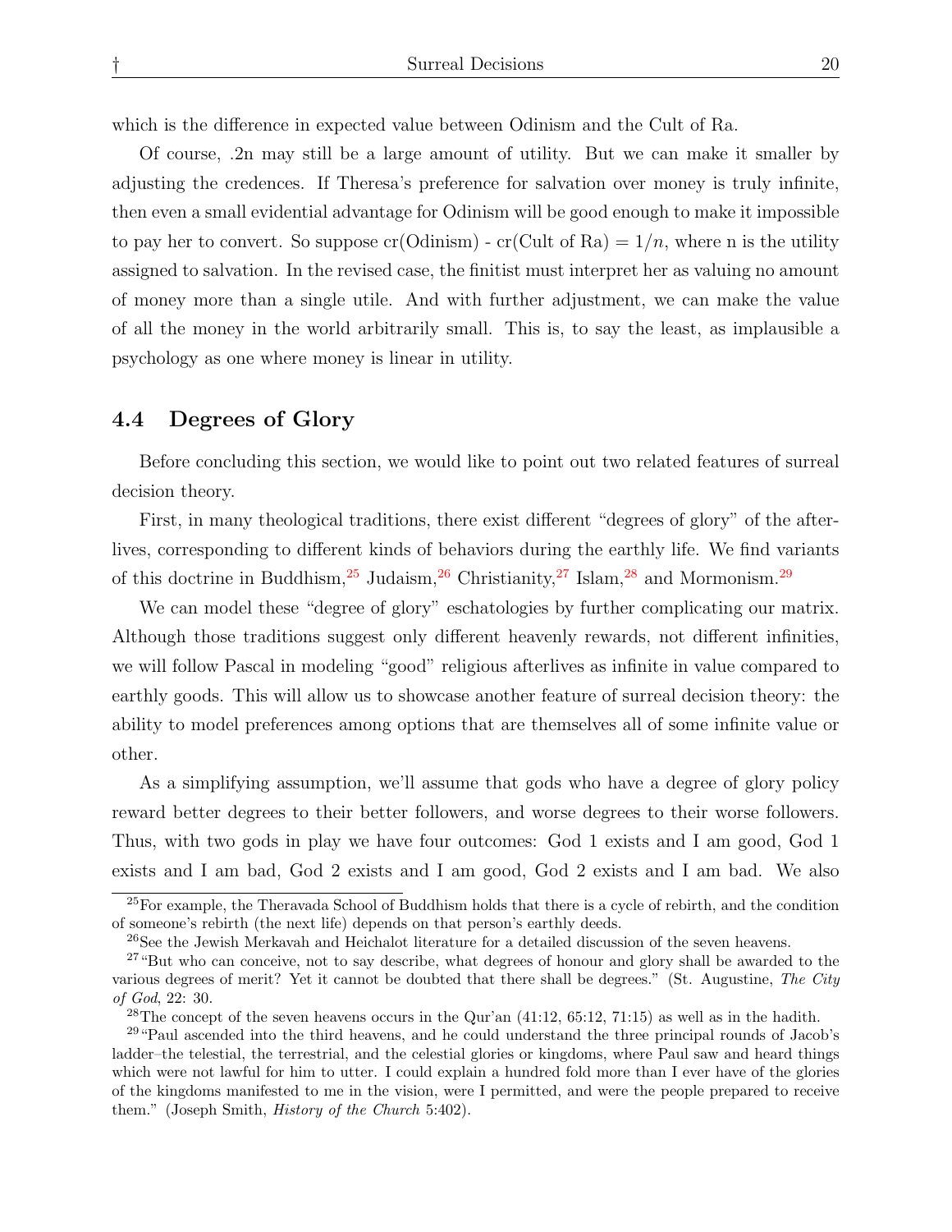which is the difference in expected value between Odinism and the Cult of Ra.

Of course, .2n may still be a large amount of utility. But we can make it smaller by adjusting the credences. If Theresa's preference for salvation over money is truly infinite, then even a small evidential advantage for Odinism will be good enough to make it impossible to pay her to convert. So suppose cr(Odinism) - cr(Cult of Ra) = $1/n$, where n is the utility assigned to salvation. In the revised case, the finitist must interpret her as valuing no amount of money more than a single utile. And with further adjustment, we can make the value of all the money in the world arbitrarily small. This is, to say the least, as implausible a psychology as one where money is linear in utility.

### 4.4 Degrees of Glory

Before concluding this section, we would like to point out two related features of surreal decision theory.

First, in many theological traditions, there exist different "degrees of glory" of the afterlives, corresponding to different kinds of behaviors during the earthly life. We find variants of this doctrine in Buddhism,[25] Judaism,[26] Christianity,[27] Islam,[28] and Mormonism.[29]

We can model these "degree of glory" eschatologies by further complicating our matrix. Although those traditions suggest only different heavenly rewards, not different infinities, we will follow Pascal in modeling "good" religious afterlives as infinite in value compared to earthly goods. This will allow us to showcase another feature of surreal decision theory: the ability to model preferences among options that are themselves all of some infinite value or other.

As a simplifying assumption, we'll assume that gods who have a degree of glory policy reward better degrees to their better followers, and worse degrees to their worse followers. Thus, with two gods in play we have four outcomes: God 1 exists and I am good, God 1 exists and I am bad, God 2 exists and I am good, God 2 exists and I am bad. We also

---

[25] For example, the Theravada School of Buddhism holds that there is a cycle of rebirth, and the condition of someone's rebirth (the next life) depends on that person's earthly deeds.

[26] See the Jewish Merkavah and Heichalot literature for a detailed discussion of the seven heavens.

[27] "But who can conceive, not to say describe, what degrees of honour and glory shall be awarded to the various degrees of merit? Yet it cannot be doubted that there shall be degrees." (St. Augustine, *The City of God*, 22: 30.

[28] The concept of the seven heavens occurs in the Qur'an (41:12, 65:12, 71:15) as well as in the hadith.

[29] "Paul ascended into the third heavens, and he could understand the three principal rounds of Jacob's ladder–the telestial, the terrestrial, and the celestial glories or kingdoms, where Paul saw and heard things which were not lawful for him to utter. I could explain a hundred fold more than I ever have of the glories of the kingdoms manifested to me in the vision, were I permitted, and were the people prepared to receive them." (Joseph Smith, *History of the Church* 5:402).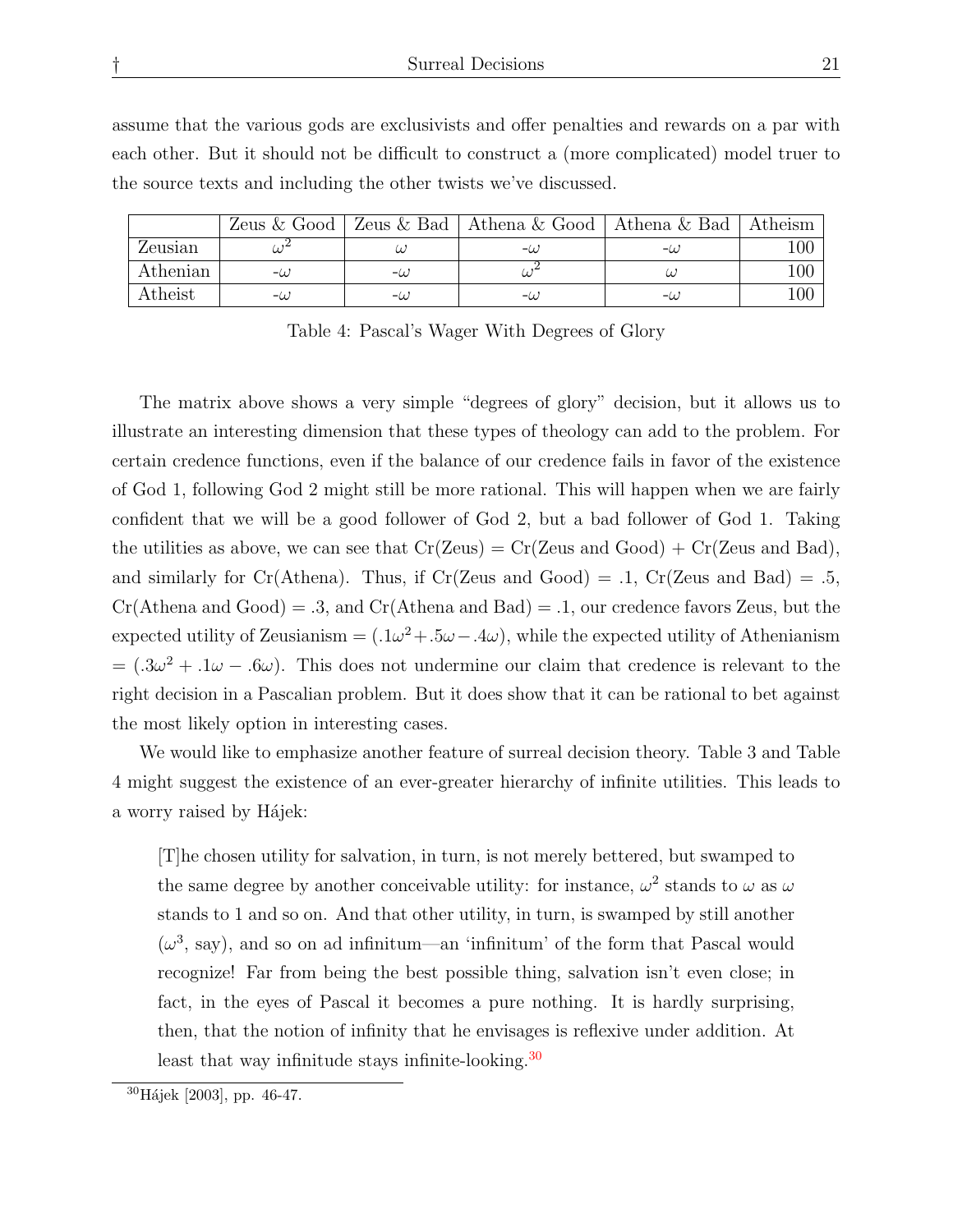assume that the various gods are exclusivists and offer penalties and rewards on a par with each other. But it should not be difficult to construct a (more complicated) model truer to the source texts and including the other twists we've discussed.

| | Zeus & Good | Zeus & Bad | Athena & Good | Athena & Bad | Atheism |
|---|---|---|---|---|---|
| Zeusian | $\omega^2$ | $\omega$ | -$\omega$ | -$\omega$ | 100 |
| Athenian | -$\omega$ | -$\omega$ | $\omega^2$ | $\omega$ | 100 |
| Atheist | -$\omega$ | -$\omega$ | -$\omega$ | -$\omega$ | 100 |

Table 4: Pascal's Wager With Degrees of Glory

The matrix above shows a very simple "degrees of glory" decision, but it allows us to illustrate an interesting dimension that these types of theology can add to the problem. For certain credence functions, even if the balance of our credence fails in favor of the existence of God 1, following God 2 might still be more rational. This will happen when we are fairly confident that we will be a good follower of God 2, but a bad follower of God 1. Taking the utilities as above, we can see that Cr(Zeus) = Cr(Zeus and Good) + Cr(Zeus and Bad), and similarly for Cr(Athena). Thus, if Cr(Zeus and Good) = .1, Cr(Zeus and Bad) = .5, Cr(Athena and Good) = .3, and Cr(Athena and Bad) = .1, our credence favors Zeus, but the expected utility of Zeusianism = $(.1\omega^2 + .5\omega - .4\omega)$, while the expected utility of Athenianism = $(.3\omega^2 + .1\omega - .6\omega)$. This does not undermine our claim that credence is relevant to the right decision in a Pascalian problem. But it does show that it can be rational to bet against the most likely option in interesting cases.

We would like to emphasize another feature of surreal decision theory. Table 3 and Table 4 might suggest the existence of an ever-greater hierarchy of infinite utilities. This leads to a worry raised by Hájek:

> [T]he chosen utility for salvation, in turn, is not merely bettered, but swamped to the same degree by another conceivable utility: for instance, $\omega^2$ stands to $\omega$ as $\omega$ stands to 1 and so on. And that other utility, in turn, is swamped by still another ($\omega^3$, say), and so on ad infinitum—an 'infinitum' of the form that Pascal would recognize! Far from being the best possible thing, salvation isn't even close; in fact, in the eyes of Pascal it becomes a pure nothing. It is hardly surprising, then, that the notion of infinity that he envisages is reflexive under addition. At least that way infinitude stays infinite-looking.[30]

[30] Hájek [2003], pp. 46-47.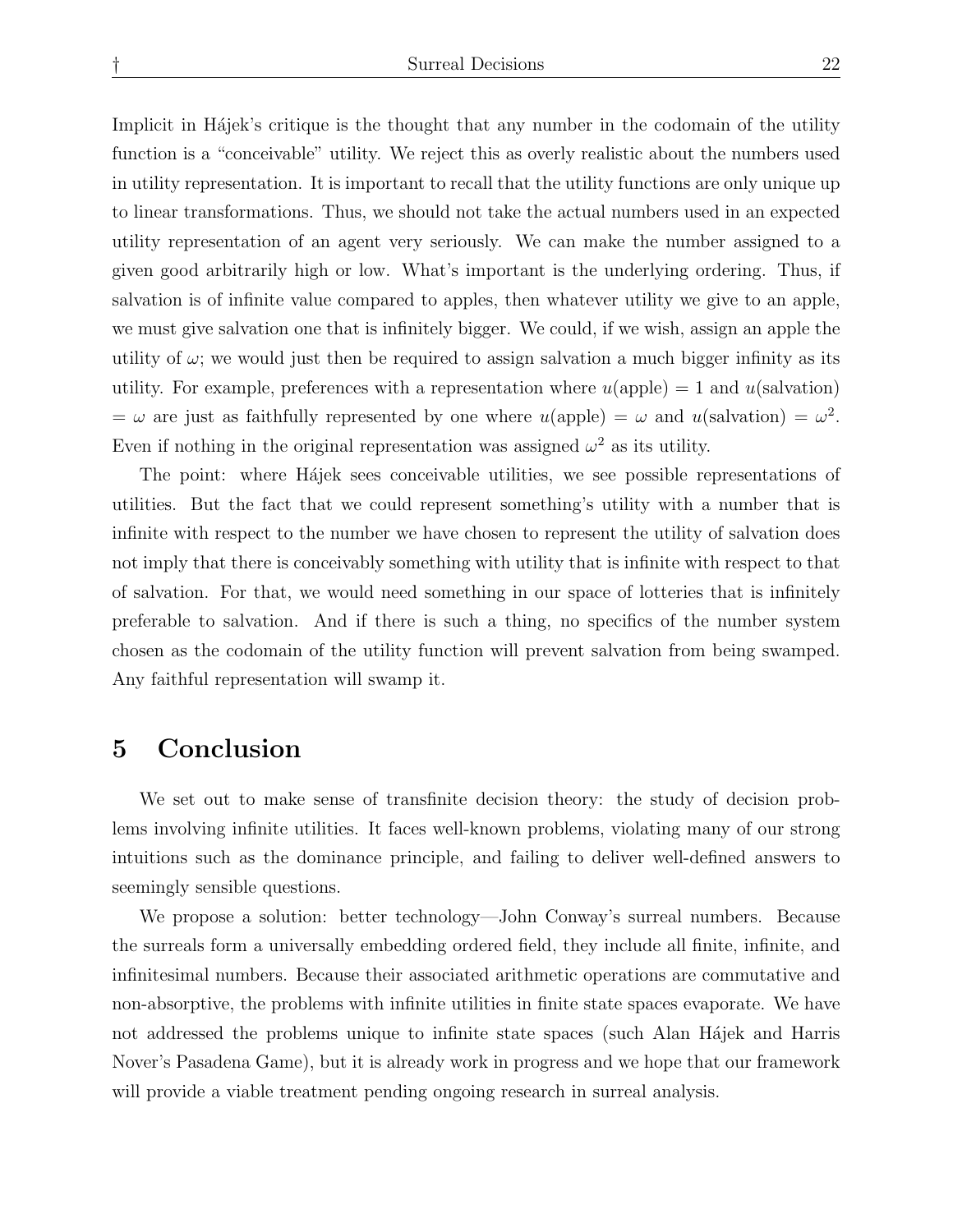Implicit in Hájek's critique is the thought that any number in the codomain of the utility function is a "conceivable" utility. We reject this as overly realistic about the numbers used in utility representation. It is important to recall that the utility functions are only unique up to linear transformations. Thus, we should not take the actual numbers used in an expected utility representation of an agent very seriously. We can make the number assigned to a given good arbitrarily high or low. What's important is the underlying ordering. Thus, if salvation is of infinite value compared to apples, then whatever utility we give to an apple, we must give salvation one that is infinitely bigger. We could, if we wish, assign an apple the utility of $\omega$; we would just then be required to assign salvation a much bigger infinity as its utility. For example, preferences with a representation where $u(\text{apple}) = 1$ and $u(\text{salvation}) = \omega$ are just as faithfully represented by one where $u(\text{apple}) = \omega$ and $u(\text{salvation}) = \omega^2$. Even if nothing in the original representation was assigned $\omega^2$ as its utility.

The point: where Hájek sees conceivable utilities, we see possible representations of utilities. But the fact that we could represent something's utility with a number that is infinite with respect to the number we have chosen to represent the utility of salvation does not imply that there is conceivably something with utility that is infinite with respect to that of salvation. For that, we would need something in our space of lotteries that is infinitely preferable to salvation. And if there is such a thing, no specifics of the number system chosen as the codomain of the utility function will prevent salvation from being swamped. Any faithful representation will swamp it.

## 5 Conclusion

We set out to make sense of transfinite decision theory: the study of decision problems involving infinite utilities. It faces well-known problems, violating many of our strong intuitions such as the dominance principle, and failing to deliver well-defined answers to seemingly sensible questions.

We propose a solution: better technology—John Conway's surreal numbers. Because the surreals form a universally embedding ordered field, they include all finite, infinite, and infinitesimal numbers. Because their associated arithmetic operations are commutative and non-absorptive, the problems with infinite utilities in finite state spaces evaporate. We have not addressed the problems unique to infinite state spaces (such Alan Hájek and Harris Nover's Pasadena Game), but it is already work in progress and we hope that our framework will provide a viable treatment pending ongoing research in surreal analysis.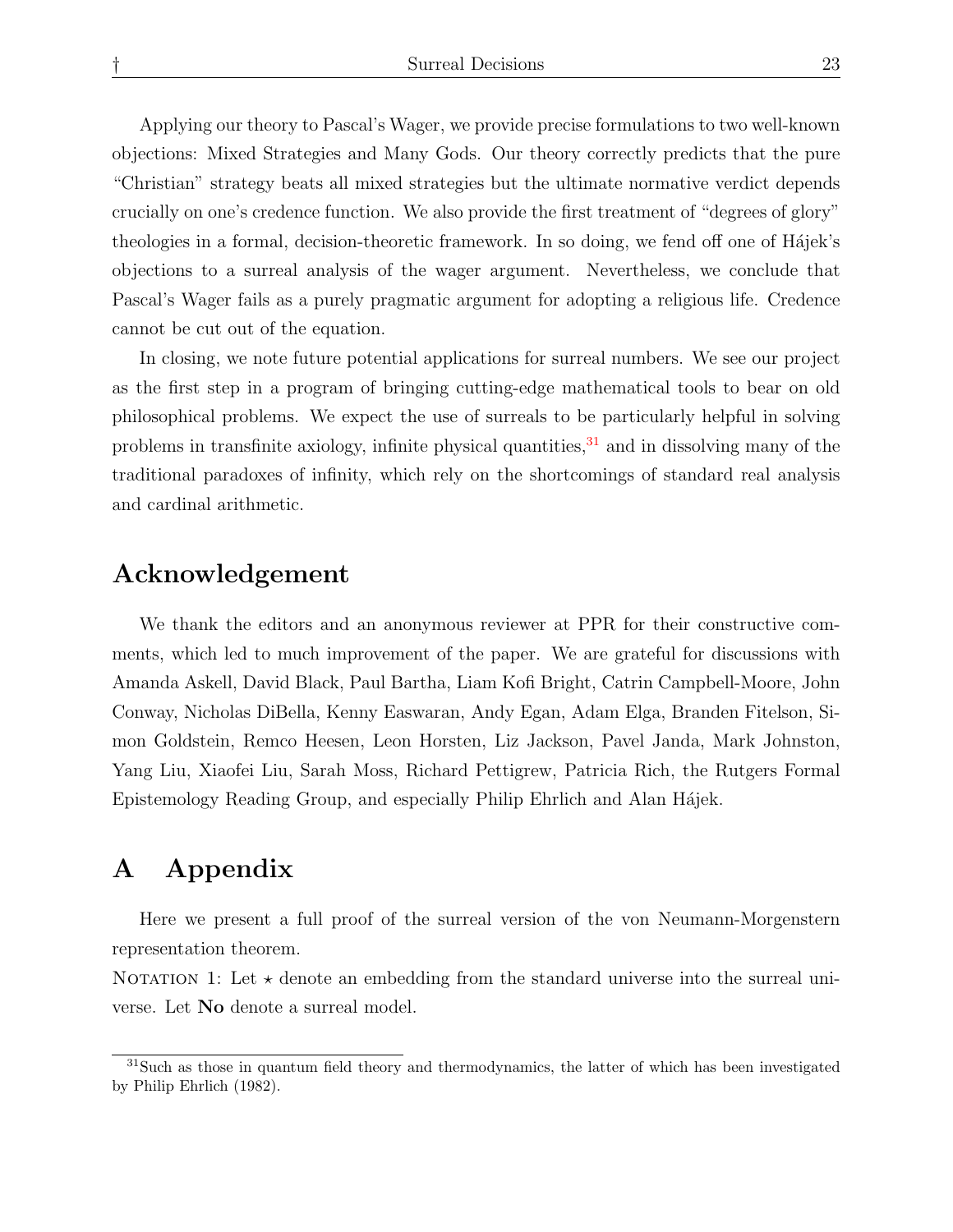Applying our theory to Pascal's Wager, we provide precise formulations to two well-known objections: Mixed Strategies and Many Gods. Our theory correctly predicts that the pure "Christian" strategy beats all mixed strategies but the ultimate normative verdict depends crucially on one's credence function. We also provide the first treatment of "degrees of glory" theologies in a formal, decision-theoretic framework. In so doing, we fend off one of Hájek's objections to a surreal analysis of the wager argument. Nevertheless, we conclude that Pascal's Wager fails as a purely pragmatic argument for adopting a religious life. Credence cannot be cut out of the equation.

In closing, we note future potential applications for surreal numbers. We see our project as the first step in a program of bringing cutting-edge mathematical tools to bear on old philosophical problems. We expect the use of surreals to be particularly helpful in solving problems in transfinite axiology, infinite physical quantities,[31] and in dissolving many of the traditional paradoxes of infinity, which rely on the shortcomings of standard real analysis and cardinal arithmetic.

## Acknowledgement

We thank the editors and an anonymous reviewer at PPR for their constructive comments, which led to much improvement of the paper. We are grateful for discussions with Amanda Askell, David Black, Paul Bartha, Liam Kofi Bright, Catrin Campbell-Moore, John Conway, Nicholas DiBella, Kenny Easwaran, Andy Egan, Adam Elga, Branden Fitelson, Simon Goldstein, Remco Heesen, Leon Horsten, Liz Jackson, Pavel Janda, Mark Johnston, Yang Liu, Xiaofei Liu, Sarah Moss, Richard Pettigrew, Patricia Rich, the Rutgers Formal Epistemology Reading Group, and especially Philip Ehrlich and Alan Hájek.

## A Appendix

Here we present a full proof of the surreal version of the von Neumann-Morgenstern representation theorem.

Notation 1: Let $\star$ denote an embedding from the standard universe into the surreal universe. Let **No** denote a surreal model.

[31] Such as those in quantum field theory and thermodynamics, the latter of which has been investigated by Philip Ehrlich (1982).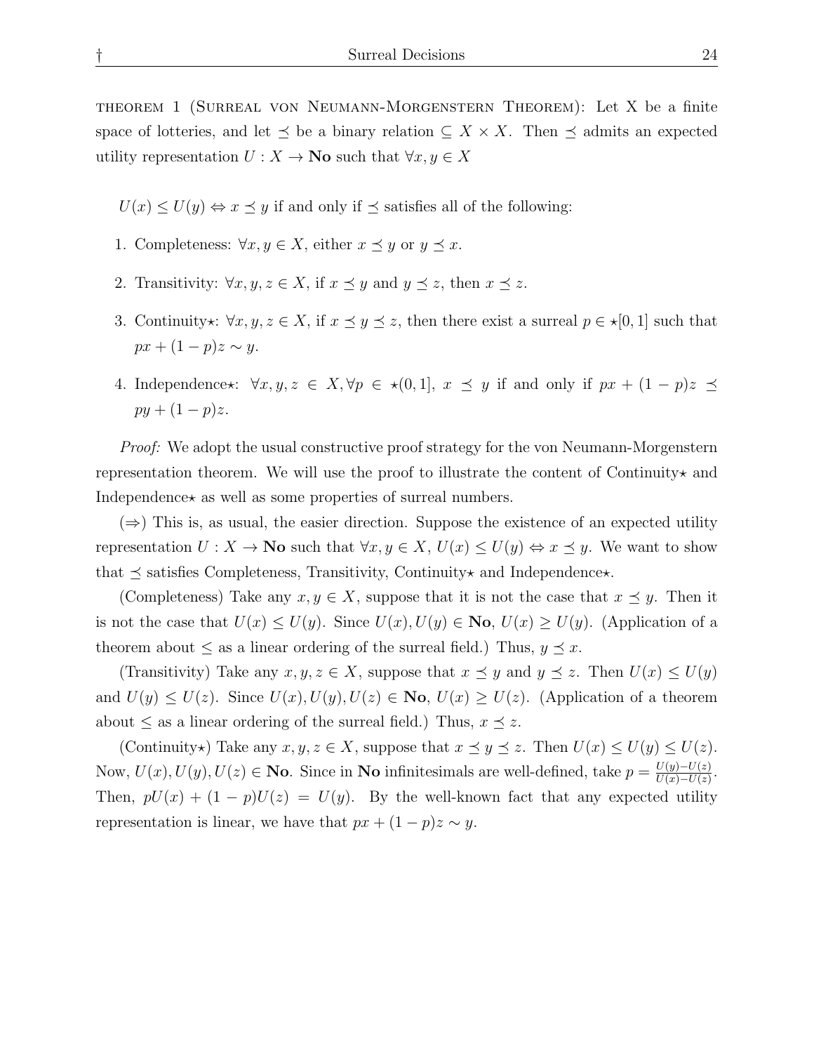THEOREM 1 (SURREAL VON NEUMANN-MORGENSTERN THEOREM): Let X be a finite space of lotteries, and let $\preceq$ be a binary relation $\subseteq X \times X$. Then $\preceq$ admits an expected utility representation $U : X \to \mathbf{No}$ such that $\forall x, y \in X$

$U(x) \leq U(y) \Leftrightarrow x \preceq y$ if and only if $\preceq$ satisfies all of the following:

1. Completeness: $\forall x, y \in X$, either $x \preceq y$ or $y \preceq x$.
2. Transitivity: $\forall x, y, z \in X$, if $x \preceq y$ and $y \preceq z$, then $x \preceq z$.
3. Continuity$\star$: $\forall x, y, z \in X$, if $x \preceq y \preceq z$, then there exist a surreal $p \in \star[0, 1]$ such that $px + (1 - p)z \sim y$.
4. Independence$\star$: $\forall x, y, z \in X, \forall p \in \star(0, 1]$, $x \preceq y$ if and only if $px + (1 - p)z \preceq py + (1 - p)z$.

*Proof:* We adopt the usual constructive proof strategy for the von Neumann-Morgenstern representation theorem. We will use the proof to illustrate the content of Continuity$\star$ and Independence$\star$ as well as some properties of surreal numbers.

($\Rightarrow$) This is, as usual, the easier direction. Suppose the existence of an expected utility representation $U : X \to \mathbf{No}$ such that $\forall x, y \in X$, $U(x) \leq U(y) \Leftrightarrow x \preceq y$. We want to show that $\preceq$ satisfies Completeness, Transitivity, Continuity$\star$ and Independence$\star$.

(Completeness) Take any $x, y \in X$, suppose that it is not the case that $x \preceq y$. Then it is not the case that $U(x) \leq U(y)$. Since $U(x), U(y) \in \mathbf{No}$, $U(x) \geq U(y)$. (Application of a theorem about $\leq$ as a linear ordering of the surreal field.) Thus, $y \preceq x$.

(Transitivity) Take any $x, y, z \in X$, suppose that $x \preceq y$ and $y \preceq z$. Then $U(x) \leq U(y)$ and $U(y) \leq U(z)$. Since $U(x), U(y), U(z) \in \mathbf{No}$, $U(x) \geq U(z)$. (Application of a theorem about $\leq$ as a linear ordering of the surreal field.) Thus, $x \preceq z$.

(Continuity$\star$) Take any $x, y, z \in X$, suppose that $x \preceq y \preceq z$. Then $U(x) \leq U(y) \leq U(z)$. Now, $U(x), U(y), U(z) \in \mathbf{No}$. Since in $\mathbf{No}$ infinitesimals are well-defined, take $p = \frac{U(y) - U(z)}{U(x) - U(z)}$. Then, $pU(x) + (1 - p)U(z) = U(y)$. By the well-known fact that any expected utility representation is linear, we have that $px + (1 - p)z \sim y$.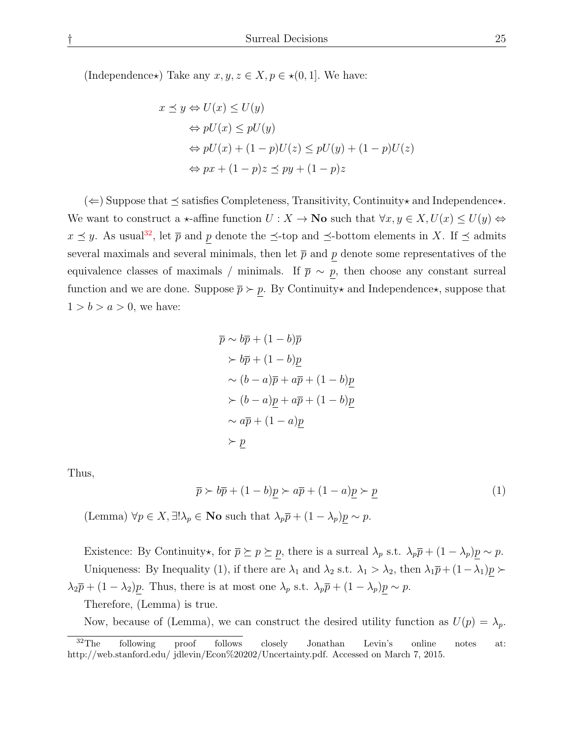(Independence⋆) Take any $x, y, z \in X, p \in \star(0,1]$. We have:

$$
\begin{aligned}
x \preceq y &\Leftrightarrow U(x) \leq U(y) \\
&\Leftrightarrow pU(x) \leq pU(y) \\
&\Leftrightarrow pU(x) + (1-p)U(z) \leq pU(y) + (1-p)U(z) \\
&\Leftrightarrow px + (1-p)z \preceq py + (1-p)z
\end{aligned}
$$

($\Leftarrow$) Suppose that $\preceq$ satisfies Completeness, Transitivity, Continuity⋆ and Independence⋆. We want to construct a ⋆-affine function $U : X \to \mathbf{No}$ such that $\forall x, y \in X, U(x) \leq U(y) \Leftrightarrow x \preceq y$. As usual[32], let $\overline{p}$ and $\underline{p}$ denote the $\preceq$-top and $\preceq$-bottom elements in $X$. If $\preceq$ admits several maximals and several minimals, then let $\overline{p}$ and $\underline{p}$ denote some representatives of the equivalence classes of maximals / minimals. If $\overline{p} \sim \underline{p}$, then choose any constant surreal function and we are done. Suppose $\overline{p} \succ \underline{p}$. By Continuity⋆ and Independence⋆, suppose that $1 > b > a > 0$, we have:

$$
\begin{aligned}
\overline{p} &\sim b\overline{p} + (1-b)\overline{p} \\
&\succ b\overline{p} + (1-b)\underline{p} \\
&\sim (b-a)\overline{p} + a\overline{p} + (1-b)\underline{p} \\
&\succ (b-a)\underline{p} + a\overline{p} + (1-b)\underline{p} \\
&\sim a\overline{p} + (1-a)\underline{p} \\
&\succ \underline{p}
\end{aligned}
$$

Thus,

$$
\overline{p} \succ b\overline{p} + (1-b)\underline{p} \succ a\overline{p} + (1-a)\underline{p} \succ \underline{p} \tag{1}
$$

(Lemma) $\forall p \in X, \exists! \lambda_p \in \mathbf{No}$ such that $\lambda_p\overline{p} + (1-\lambda_p)\underline{p} \sim p$.

Existence: By Continuity⋆, for $\overline{p} \succeq p \succeq \underline{p}$, there is a surreal $\lambda_p$ s.t. $\lambda_p\overline{p} + (1-\lambda_p)\underline{p} \sim p$.

Uniqueness: By Inequality (1), if there are $\lambda_1$ and $\lambda_2$ s.t. $\lambda_1 > \lambda_2$, then $\lambda_1\overline{p} + (1-\lambda_1)\underline{p} \succ \lambda_2\overline{p} + (1-\lambda_2)\underline{p}$. Thus, there is at most one $\lambda_p$ s.t. $\lambda_p\overline{p} + (1-\lambda_p)\underline{p} \sim p$.

Therefore, (Lemma) is true.

Now, because of (Lemma), we can construct the desired utility function as $U(p) = \lambda_p$.

[32] The following proof follows closely Jonathan Levin's online notes at: http://web.stanford.edu/ jdlevin/Econ%20202/Uncertainty.pdf. Accessed on March 7, 2015.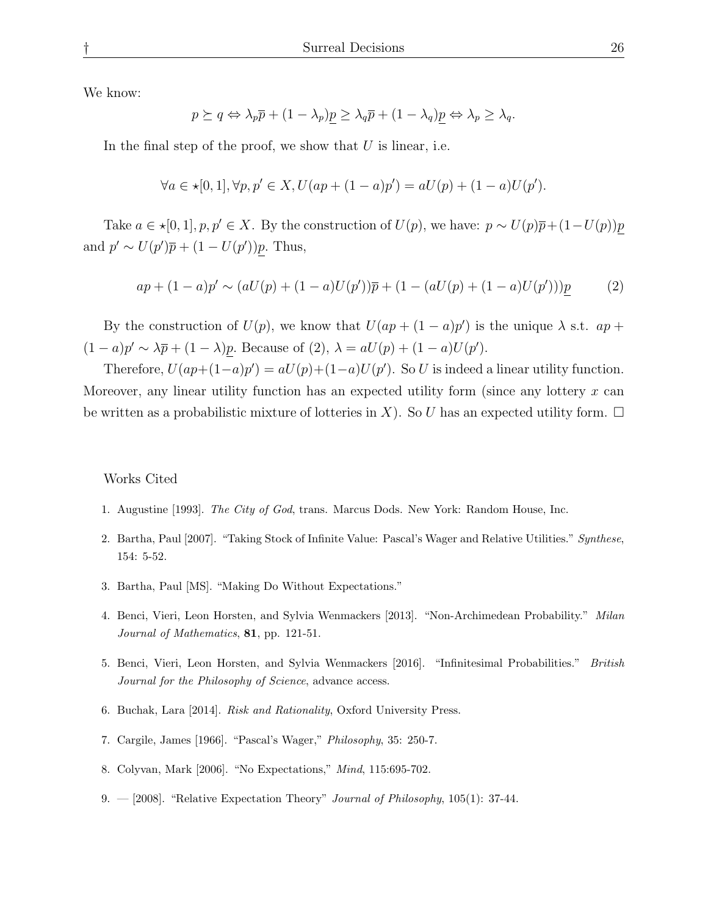We know:

$$p \succeq q \Leftrightarrow \lambda_p \overline{p} + (1-\lambda_p)\underline{p} \geq \lambda_q \overline{p} + (1-\lambda_q)\underline{p} \Leftrightarrow \lambda_p \geq \lambda_q.$$

In the final step of the proof, we show that $U$ is linear, i.e.

$$\forall a \in \star[0,1], \forall p, p' \in X, U(ap + (1-a)p') = aU(p) + (1-a)U(p').$$

Take $a \in \star[0,1], p, p' \in X$. By the construction of $U(p)$, we have: $p \sim U(p)\overline{p} + (1-U(p))\underline{p}$ and $p' \sim U(p')\overline{p} + (1-U(p'))\underline{p}$. Thus,

$$ap + (1-a)p' \sim (aU(p) + (1-a)U(p'))\overline{p} + (1 - (aU(p) + (1-a)U(p')))\underline{p} \tag{2}$$

By the construction of $U(p)$, we know that $U(ap + (1-a)p')$ is the unique $\lambda$ s.t. $ap + (1-a)p' \sim \lambda\overline{p} + (1-\lambda)\underline{p}$. Because of (2), $\lambda = aU(p) + (1-a)U(p')$.

Therefore, $U(ap+(1-a)p') = aU(p)+(1-a)U(p')$. So $U$ is indeed a linear utility function. Moreover, any linear utility function has an expected utility form (since any lottery $x$ can be written as a probabilistic mixture of lotteries in $X$). So $U$ has an expected utility form. □

Works Cited

1. Augustine [1993]. *The City of God*, trans. Marcus Dods. New York: Random House, Inc.
2. Bartha, Paul [2007]. "Taking Stock of Infinite Value: Pascal's Wager and Relative Utilities." *Synthese*, 154: 5-52.
3. Bartha, Paul [MS]. "Making Do Without Expectations."
4. Benci, Vieri, Leon Horsten, and Sylvia Wenmackers [2013]. "Non-Archimedean Probability." *Milan Journal of Mathematics*, **81**, pp. 121-51.
5. Benci, Vieri, Leon Horsten, and Sylvia Wenmackers [2016]. "Infinitesimal Probabilities." *British Journal for the Philosophy of Science*, advance access.
6. Buchak, Lara [2014]. *Risk and Rationality*, Oxford University Press.
7. Cargile, James [1966]. "Pascal's Wager," *Philosophy*, 35: 250-7.
8. Colyvan, Mark [2006]. "No Expectations," *Mind*, 115:695-702.
9. — [2008]. "Relative Expectation Theory" *Journal of Philosophy*, 105(1): 37-44.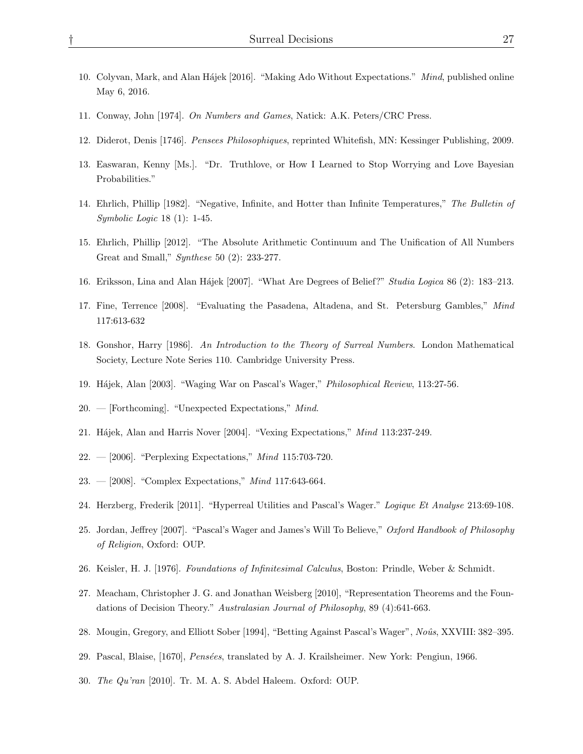10. Colyvan, Mark, and Alan Hájek [2016]. "Making Ado Without Expectations." *Mind*, published online May 6, 2016.

11. Conway, John [1974]. *On Numbers and Games*, Natick: A.K. Peters/CRC Press.

12. Diderot, Denis [1746]. *Pensees Philosophiques*, reprinted Whitefish, MN: Kessinger Publishing, 2009.

13. Easwaran, Kenny [Ms.]. "Dr. Truthlove, or How I Learned to Stop Worrying and Love Bayesian Probabilities."

14. Ehrlich, Phillip [1982]. "Negative, Infinite, and Hotter than Infinite Temperatures," *The Bulletin of Symbolic Logic* 18 (1): 1-45.

15. Ehrlich, Phillip [2012]. "The Absolute Arithmetic Continuum and The Unification of All Numbers Great and Small," *Synthese* 50 (2): 233-277.

16. Eriksson, Lina and Alan Hájek [2007]. "What Are Degrees of Belief?" *Studia Logica* 86 (2): 183–213.

17. Fine, Terrence [2008]. "Evaluating the Pasadena, Altadena, and St. Petersburg Gambles," *Mind* 117:613-632

18. Gonshor, Harry [1986]. *An Introduction to the Theory of Surreal Numbers*. London Mathematical Society, Lecture Note Series 110. Cambridge University Press.

19. Hájek, Alan [2003]. "Waging War on Pascal's Wager," *Philosophical Review*, 113:27-56.

20. — [Forthcoming]. "Unexpected Expectations," *Mind*.

21. Hájek, Alan and Harris Nover [2004]. "Vexing Expectations," *Mind* 113:237-249.

22. — [2006]. "Perplexing Expectations," *Mind* 115:703-720.

23. — [2008]. "Complex Expectations," *Mind* 117:643-664.

24. Herzberg, Frederik [2011]. "Hyperreal Utilities and Pascal's Wager." *Logique Et Analyse* 213:69-108.

25. Jordan, Jeffrey [2007]. "Pascal's Wager and James's Will To Believe," *Oxford Handbook of Philosophy of Religion*, Oxford: OUP.

26. Keisler, H. J. [1976]. *Foundations of Infinitesimal Calculus*, Boston: Prindle, Weber & Schmidt.

27. Meacham, Christopher J. G. and Jonathan Weisberg [2010], "Representation Theorems and the Foundations of Decision Theory." *Australasian Journal of Philosophy*, 89 (4):641-663.

28. Mougin, Gregory, and Elliott Sober [1994], "Betting Against Pascal's Wager", *Noûs*, XXVIII: 382–395.

29. Pascal, Blaise, [1670], *Pensées*, translated by A. J. Krailsheimer. New York: Pengiun, 1966.

30. *The Qu'ran* [2010]. Tr. M. A. S. Abdel Haleem. Oxford: OUP.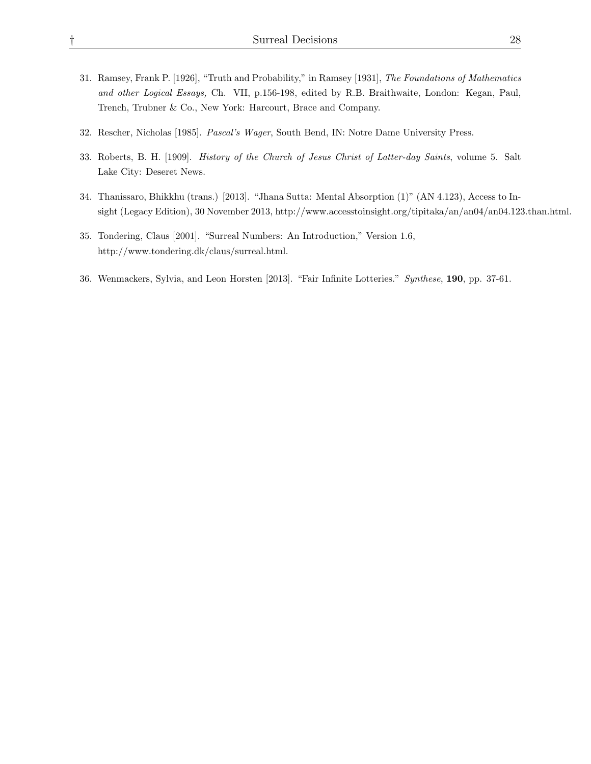31. Ramsey, Frank P. [1926], "Truth and Probability," in Ramsey [1931], *The Foundations of Mathematics and other Logical Essays,* Ch. VII, p.156-198, edited by R.B. Braithwaite, London: Kegan, Paul, Trench, Trubner & Co., New York: Harcourt, Brace and Company.

32. Rescher, Nicholas [1985]. *Pascal's Wager*, South Bend, IN: Notre Dame University Press.

33. Roberts, B. H. [1909]. *History of the Church of Jesus Christ of Latter-day Saints*, volume 5. Salt Lake City: Deseret News.

34. Thanissaro, Bhikkhu (trans.) [2013]. "Jhana Sutta: Mental Absorption (1)" (AN 4.123), Access to Insight (Legacy Edition), 30 November 2013, http://www.accesstoinsight.org/tipitaka/an/an04/an04.123.than.html.

35. Tondering, Claus [2001]. "Surreal Numbers: An Introduction," Version 1.6, http://www.tondering.dk/claus/surreal.html.

36. Wenmackers, Sylvia, and Leon Horsten [2013]. "Fair Infinite Lotteries." *Synthese*, **190**, pp. 37-61.